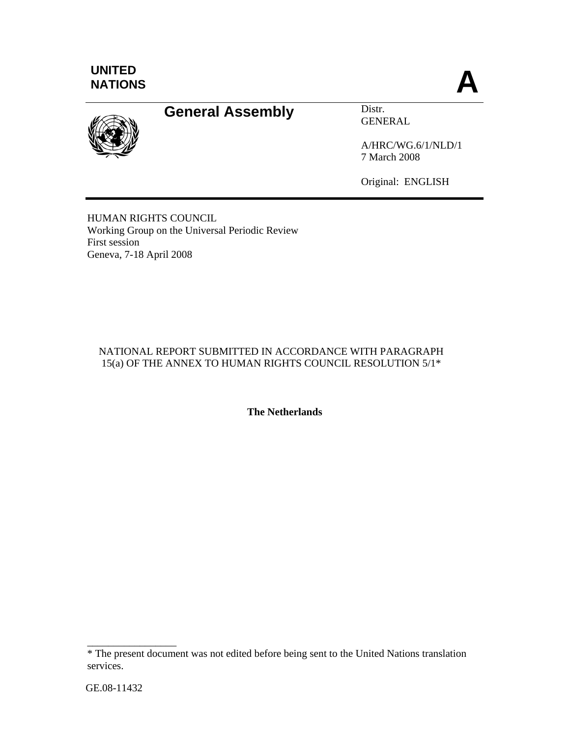UNITED NATIONS

A

# General Assembly

Distr.
GENERAL

A/HRC/WG.6/1/NLD/1
7 March 2008

Original: ENGLISH

HUMAN RIGHTS COUNCIL
Working Group on the Universal Periodic Review
First session
Geneva, 7-18 April 2008

NATIONAL REPORT SUBMITTED IN ACCORDANCE WITH PARAGRAPH 15(a) OF THE ANNEX TO HUMAN RIGHTS COUNCIL RESOLUTION 5/1*

**The Netherlands**

---

\* The present document was not edited before being sent to the United Nations translation services.

GE.08-11432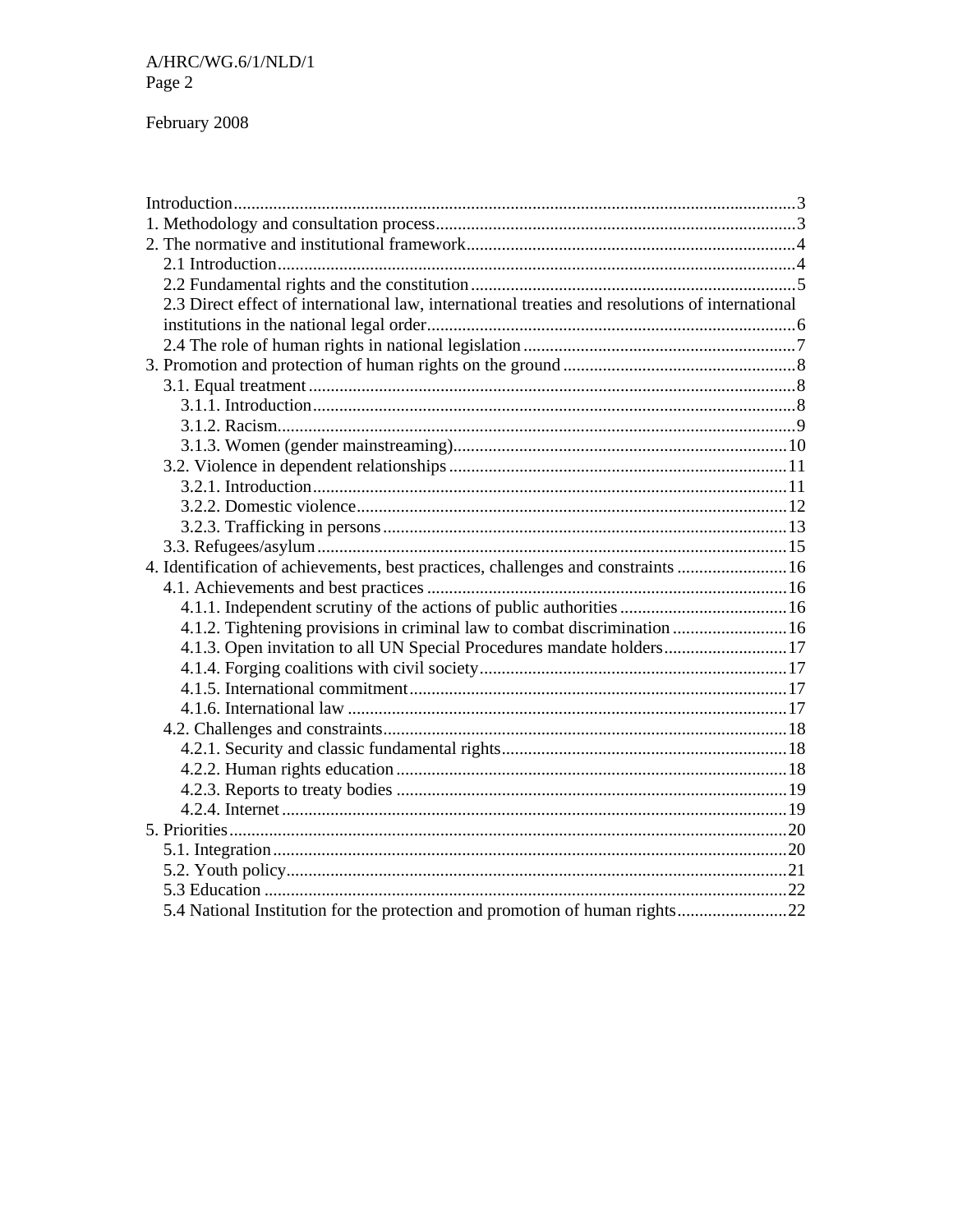February 2008

Introduction ..... 3
1. Methodology and consultation process ..... 3
2. The normative and institutional framework ..... 4
  2.1 Introduction ..... 4
  2.2 Fundamental rights and the constitution ..... 5
  2.3 Direct effect of international law, international treaties and resolutions of international institutions in the national legal order ..... 6
  2.4 The role of human rights in national legislation ..... 7
3. Promotion and protection of human rights on the ground ..... 8
  3.1. Equal treatment ..... 8
    3.1.1. Introduction ..... 8
    3.1.2. Racism ..... 9
    3.1.3. Women (gender mainstreaming) ..... 10
  3.2. Violence in dependent relationships ..... 11
    3.2.1. Introduction ..... 11
    3.2.2. Domestic violence ..... 12
    3.2.3. Trafficking in persons ..... 13
  3.3. Refugees/asylum ..... 15
4. Identification of achievements, best practices, challenges and constraints ..... 16
  4.1. Achievements and best practices ..... 16
    4.1.1. Independent scrutiny of the actions of public authorities ..... 16
    4.1.2. Tightening provisions in criminal law to combat discrimination ..... 16
    4.1.3. Open invitation to all UN Special Procedures mandate holders ..... 17
    4.1.4. Forging coalitions with civil society ..... 17
    4.1.5. International commitment ..... 17
    4.1.6. International law ..... 17
  4.2. Challenges and constraints ..... 18
    4.2.1. Security and classic fundamental rights ..... 18
    4.2.2. Human rights education ..... 18
    4.2.3. Reports to treaty bodies ..... 19
    4.2.4. Internet ..... 19
5. Priorities ..... 20
  5.1. Integration ..... 20
  5.2. Youth policy ..... 21
  5.3 Education ..... 22
  5.4 National Institution for the protection and promotion of human rights ..... 22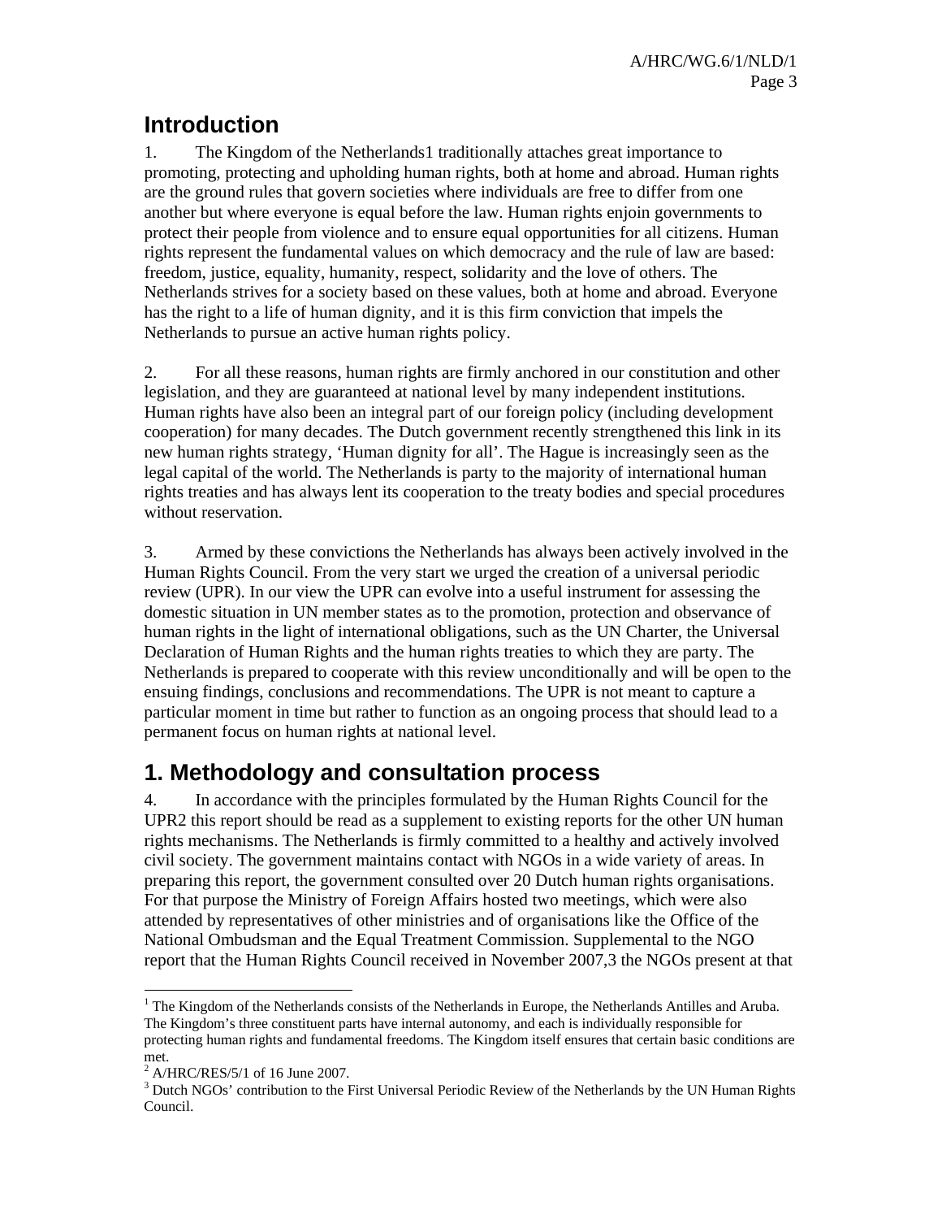# Introduction

1. The Kingdom of the Netherlands[1] traditionally attaches great importance to promoting, protecting and upholding human rights, both at home and abroad. Human rights are the ground rules that govern societies where individuals are free to differ from one another but where everyone is equal before the law. Human rights enjoin governments to protect their people from violence and to ensure equal opportunities for all citizens. Human rights represent the fundamental values on which democracy and the rule of law are based: freedom, justice, equality, humanity, respect, solidarity and the love of others. The Netherlands strives for a society based on these values, both at home and abroad. Everyone has the right to a life of human dignity, and it is this firm conviction that impels the Netherlands to pursue an active human rights policy.

2. For all these reasons, human rights are firmly anchored in our constitution and other legislation, and they are guaranteed at national level by many independent institutions. Human rights have also been an integral part of our foreign policy (including development cooperation) for many decades. The Dutch government recently strengthened this link in its new human rights strategy, 'Human dignity for all'. The Hague is increasingly seen as the legal capital of the world. The Netherlands is party to the majority of international human rights treaties and has always lent its cooperation to the treaty bodies and special procedures without reservation.

3. Armed by these convictions the Netherlands has always been actively involved in the Human Rights Council. From the very start we urged the creation of a universal periodic review (UPR). In our view the UPR can evolve into a useful instrument for assessing the domestic situation in UN member states as to the promotion, protection and observance of human rights in the light of international obligations, such as the UN Charter, the Universal Declaration of Human Rights and the human rights treaties to which they are party. The Netherlands is prepared to cooperate with this review unconditionally and will be open to the ensuing findings, conclusions and recommendations. The UPR is not meant to capture a particular moment in time but rather to function as an ongoing process that should lead to a permanent focus on human rights at national level.

# 1. Methodology and consultation process

4. In accordance with the principles formulated by the Human Rights Council for the UPR[2] this report should be read as a supplement to existing reports for the other UN human rights mechanisms. The Netherlands is firmly committed to a healthy and actively involved civil society. The government maintains contact with NGOs in a wide variety of areas. In preparing this report, the government consulted over 20 Dutch human rights organisations. For that purpose the Ministry of Foreign Affairs hosted two meetings, which were also attended by representatives of other ministries and of organisations like the Office of the National Ombudsman and the Equal Treatment Commission. Supplemental to the NGO report that the Human Rights Council received in November 2007,[3] the NGOs present at that

---

[1] The Kingdom of the Netherlands consists of the Netherlands in Europe, the Netherlands Antilles and Aruba. The Kingdom's three constituent parts have internal autonomy, and each is individually responsible for protecting human rights and fundamental freedoms. The Kingdom itself ensures that certain basic conditions are met.

[2] A/HRC/RES/5/1 of 16 June 2007.

[3] Dutch NGOs' contribution to the First Universal Periodic Review of the Netherlands by the UN Human Rights Council.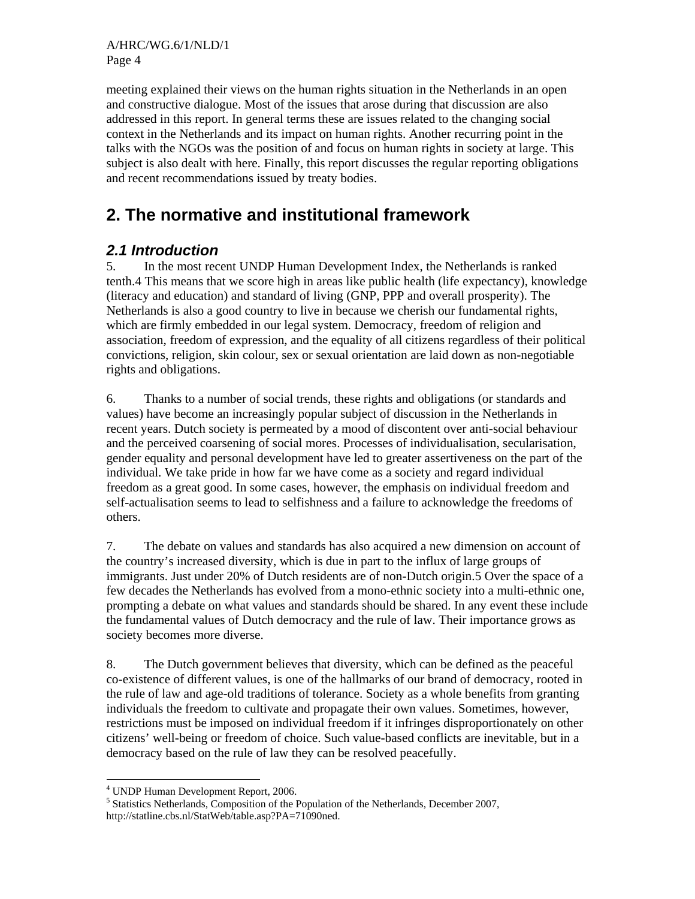meeting explained their views on the human rights situation in the Netherlands in an open and constructive dialogue. Most of the issues that arose during that discussion are also addressed in this report. In general terms these are issues related to the changing social context in the Netherlands and its impact on human rights. Another recurring point in the talks with the NGOs was the position of and focus on human rights in society at large. This subject is also dealt with here. Finally, this report discusses the regular reporting obligations and recent recommendations issued by treaty bodies.

## 2. The normative and institutional framework

### *2.1 Introduction*

5. In the most recent UNDP Human Development Index, the Netherlands is ranked tenth.[4] This means that we score high in areas like public health (life expectancy), knowledge (literacy and education) and standard of living (GNP, PPP and overall prosperity). The Netherlands is also a good country to live in because we cherish our fundamental rights, which are firmly embedded in our legal system. Democracy, freedom of religion and association, freedom of expression, and the equality of all citizens regardless of their political convictions, religion, skin colour, sex or sexual orientation are laid down as non-negotiable rights and obligations.

6. Thanks to a number of social trends, these rights and obligations (or standards and values) have become an increasingly popular subject of discussion in the Netherlands in recent years. Dutch society is permeated by a mood of discontent over anti-social behaviour and the perceived coarsening of social mores. Processes of individualisation, secularisation, gender equality and personal development have led to greater assertiveness on the part of the individual. We take pride in how far we have come as a society and regard individual freedom as a great good. In some cases, however, the emphasis on individual freedom and self-actualisation seems to lead to selfishness and a failure to acknowledge the freedoms of others.

7. The debate on values and standards has also acquired a new dimension on account of the country's increased diversity, which is due in part to the influx of large groups of immigrants. Just under 20% of Dutch residents are of non-Dutch origin.[5] Over the space of a few decades the Netherlands has evolved from a mono-ethnic society into a multi-ethnic one, prompting a debate on what values and standards should be shared. In any event these include the fundamental values of Dutch democracy and the rule of law. Their importance grows as society becomes more diverse.

8. The Dutch government believes that diversity, which can be defined as the peaceful co-existence of different values, is one of the hallmarks of our brand of democracy, rooted in the rule of law and age-old traditions of tolerance. Society as a whole benefits from granting individuals the freedom to cultivate and propagate their own values. Sometimes, however, restrictions must be imposed on individual freedom if it infringes disproportionately on other citizens' well-being or freedom of choice. Such value-based conflicts are inevitable, but in a democracy based on the rule of law they can be resolved peacefully.

---

[4] UNDP Human Development Report, 2006.

[5] Statistics Netherlands, Composition of the Population of the Netherlands, December 2007, http://statline.cbs.nl/StatWeb/table.asp?PA=71090ned.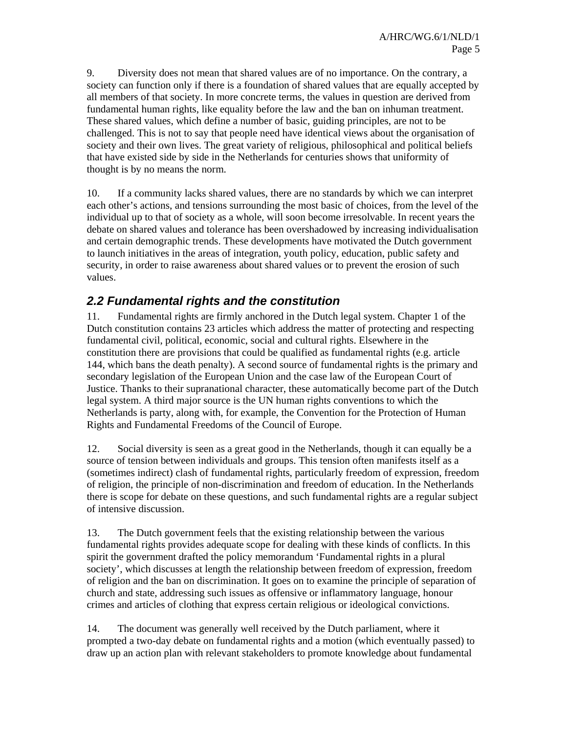9. Diversity does not mean that shared values are of no importance. On the contrary, a society can function only if there is a foundation of shared values that are equally accepted by all members of that society. In more concrete terms, the values in question are derived from fundamental human rights, like equality before the law and the ban on inhuman treatment. These shared values, which define a number of basic, guiding principles, are not to be challenged. This is not to say that people need have identical views about the organisation of society and their own lives. The great variety of religious, philosophical and political beliefs that have existed side by side in the Netherlands for centuries shows that uniformity of thought is by no means the norm.

10. If a community lacks shared values, there are no standards by which we can interpret each other's actions, and tensions surrounding the most basic of choices, from the level of the individual up to that of society as a whole, will soon become irresolvable. In recent years the debate on shared values and tolerance has been overshadowed by increasing individualisation and certain demographic trends. These developments have motivated the Dutch government to launch initiatives in the areas of integration, youth policy, education, public safety and security, in order to raise awareness about shared values or to prevent the erosion of such values.

## *2.2 Fundamental rights and the constitution*

11. Fundamental rights are firmly anchored in the Dutch legal system. Chapter 1 of the Dutch constitution contains 23 articles which address the matter of protecting and respecting fundamental civil, political, economic, social and cultural rights. Elsewhere in the constitution there are provisions that could be qualified as fundamental rights (e.g. article 144, which bans the death penalty). A second source of fundamental rights is the primary and secondary legislation of the European Union and the case law of the European Court of Justice. Thanks to their supranational character, these automatically become part of the Dutch legal system. A third major source is the UN human rights conventions to which the Netherlands is party, along with, for example, the Convention for the Protection of Human Rights and Fundamental Freedoms of the Council of Europe.

12. Social diversity is seen as a great good in the Netherlands, though it can equally be a source of tension between individuals and groups. This tension often manifests itself as a (sometimes indirect) clash of fundamental rights, particularly freedom of expression, freedom of religion, the principle of non-discrimination and freedom of education. In the Netherlands there is scope for debate on these questions, and such fundamental rights are a regular subject of intensive discussion.

13. The Dutch government feels that the existing relationship between the various fundamental rights provides adequate scope for dealing with these kinds of conflicts. In this spirit the government drafted the policy memorandum 'Fundamental rights in a plural society', which discusses at length the relationship between freedom of expression, freedom of religion and the ban on discrimination. It goes on to examine the principle of separation of church and state, addressing such issues as offensive or inflammatory language, honour crimes and articles of clothing that express certain religious or ideological convictions.

14. The document was generally well received by the Dutch parliament, where it prompted a two-day debate on fundamental rights and a motion (which eventually passed) to draw up an action plan with relevant stakeholders to promote knowledge about fundamental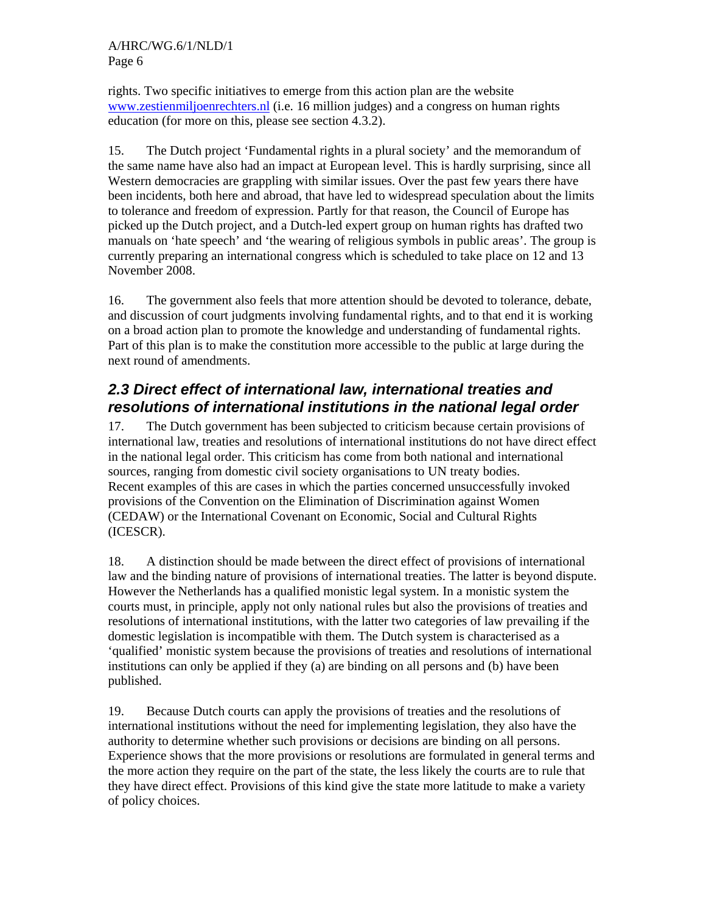rights. Two specific initiatives to emerge from this action plan are the website [www.zestienmiljoenrechters.nl](http://www.zestienmiljoenrechters.nl) (i.e. 16 million judges) and a congress on human rights education (for more on this, please see section 4.3.2).

15. The Dutch project 'Fundamental rights in a plural society' and the memorandum of the same name have also had an impact at European level. This is hardly surprising, since all Western democracies are grappling with similar issues. Over the past few years there have been incidents, both here and abroad, that have led to widespread speculation about the limits to tolerance and freedom of expression. Partly for that reason, the Council of Europe has picked up the Dutch project, and a Dutch-led expert group on human rights has drafted two manuals on 'hate speech' and 'the wearing of religious symbols in public areas'. The group is currently preparing an international congress which is scheduled to take place on 12 and 13 November 2008.

16. The government also feels that more attention should be devoted to tolerance, debate, and discussion of court judgments involving fundamental rights, and to that end it is working on a broad action plan to promote the knowledge and understanding of fundamental rights. Part of this plan is to make the constitution more accessible to the public at large during the next round of amendments.

## *2.3 Direct effect of international law, international treaties and resolutions of international institutions in the national legal order*

17. The Dutch government has been subjected to criticism because certain provisions of international law, treaties and resolutions of international institutions do not have direct effect in the national legal order. This criticism has come from both national and international sources, ranging from domestic civil society organisations to UN treaty bodies. Recent examples of this are cases in which the parties concerned unsuccessfully invoked provisions of the Convention on the Elimination of Discrimination against Women (CEDAW) or the International Covenant on Economic, Social and Cultural Rights (ICESCR).

18. A distinction should be made between the direct effect of provisions of international law and the binding nature of provisions of international treaties. The latter is beyond dispute. However the Netherlands has a qualified monistic legal system. In a monistic system the courts must, in principle, apply not only national rules but also the provisions of treaties and resolutions of international institutions, with the latter two categories of law prevailing if the domestic legislation is incompatible with them. The Dutch system is characterised as a 'qualified' monistic system because the provisions of treaties and resolutions of international institutions can only be applied if they (a) are binding on all persons and (b) have been published.

19. Because Dutch courts can apply the provisions of treaties and the resolutions of international institutions without the need for implementing legislation, they also have the authority to determine whether such provisions or decisions are binding on all persons. Experience shows that the more provisions or resolutions are formulated in general terms and the more action they require on the part of the state, the less likely the courts are to rule that they have direct effect. Provisions of this kind give the state more latitude to make a variety of policy choices.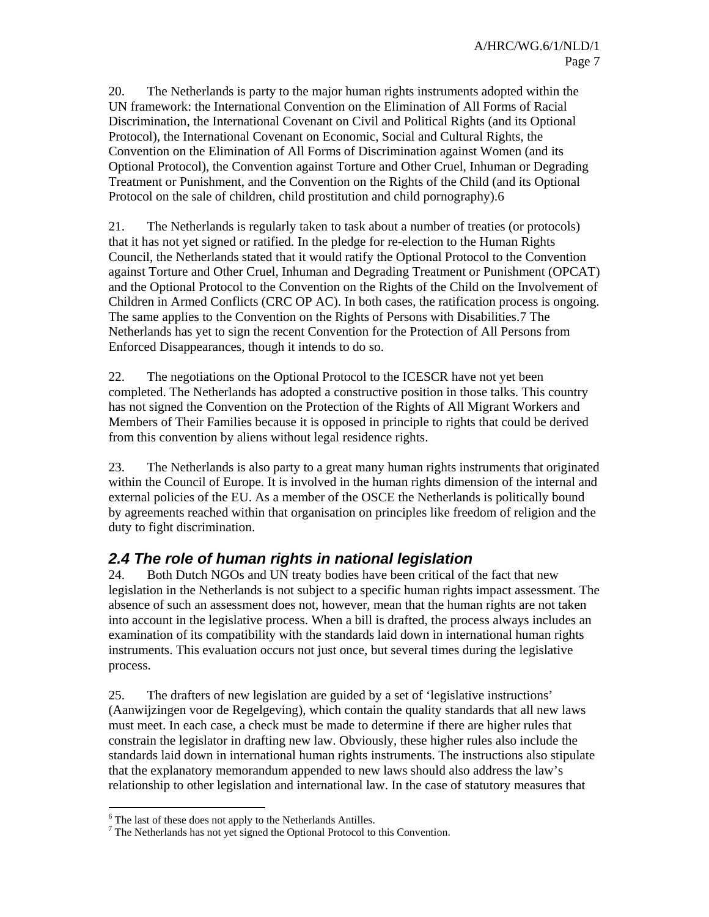20. The Netherlands is party to the major human rights instruments adopted within the UN framework: the International Convention on the Elimination of All Forms of Racial Discrimination, the International Covenant on Civil and Political Rights (and its Optional Protocol), the International Covenant on Economic, Social and Cultural Rights, the Convention on the Elimination of All Forms of Discrimination against Women (and its Optional Protocol), the Convention against Torture and Other Cruel, Inhuman or Degrading Treatment or Punishment, and the Convention on the Rights of the Child (and its Optional Protocol on the sale of children, child prostitution and child pornography).[6]

21. The Netherlands is regularly taken to task about a number of treaties (or protocols) that it has not yet signed or ratified. In the pledge for re-election to the Human Rights Council, the Netherlands stated that it would ratify the Optional Protocol to the Convention against Torture and Other Cruel, Inhuman and Degrading Treatment or Punishment (OPCAT) and the Optional Protocol to the Convention on the Rights of the Child on the Involvement of Children in Armed Conflicts (CRC OP AC). In both cases, the ratification process is ongoing. The same applies to the Convention on the Rights of Persons with Disabilities.[7] The Netherlands has yet to sign the recent Convention for the Protection of All Persons from Enforced Disappearances, though it intends to do so.

22. The negotiations on the Optional Protocol to the ICESCR have not yet been completed. The Netherlands has adopted a constructive position in those talks. This country has not signed the Convention on the Protection of the Rights of All Migrant Workers and Members of Their Families because it is opposed in principle to rights that could be derived from this convention by aliens without legal residence rights.

23. The Netherlands is also party to a great many human rights instruments that originated within the Council of Europe. It is involved in the human rights dimension of the internal and external policies of the EU. As a member of the OSCE the Netherlands is politically bound by agreements reached within that organisation on principles like freedom of religion and the duty to fight discrimination.

### *2.4 The role of human rights in national legislation*

24. Both Dutch NGOs and UN treaty bodies have been critical of the fact that new legislation in the Netherlands is not subject to a specific human rights impact assessment. The absence of such an assessment does not, however, mean that the human rights are not taken into account in the legislative process. When a bill is drafted, the process always includes an examination of its compatibility with the standards laid down in international human rights instruments. This evaluation occurs not just once, but several times during the legislative process.

25. The drafters of new legislation are guided by a set of 'legislative instructions' (Aanwijzingen voor de Regelgeving), which contain the quality standards that all new laws must meet. In each case, a check must be made to determine if there are higher rules that constrain the legislator in drafting new law. Obviously, these higher rules also include the standards laid down in international human rights instruments. The instructions also stipulate that the explanatory memorandum appended to new laws should also address the law's relationship to other legislation and international law. In the case of statutory measures that

---

[6] The last of these does not apply to the Netherlands Antilles.

[7] The Netherlands has not yet signed the Optional Protocol to this Convention.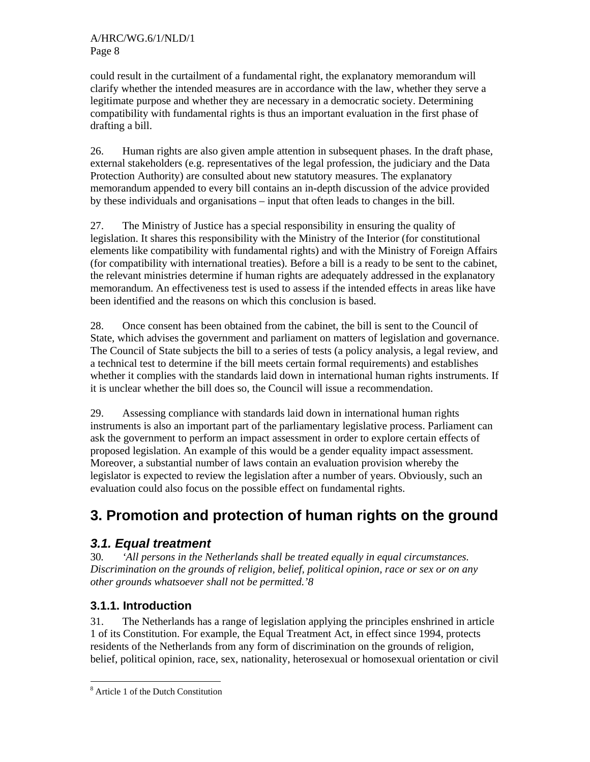could result in the curtailment of a fundamental right, the explanatory memorandum will clarify whether the intended measures are in accordance with the law, whether they serve a legitimate purpose and whether they are necessary in a democratic society. Determining compatibility with fundamental rights is thus an important evaluation in the first phase of drafting a bill.

26. Human rights are also given ample attention in subsequent phases. In the draft phase, external stakeholders (e.g. representatives of the legal profession, the judiciary and the Data Protection Authority) are consulted about new statutory measures. The explanatory memorandum appended to every bill contains an in-depth discussion of the advice provided by these individuals and organisations – input that often leads to changes in the bill.

27. The Ministry of Justice has a special responsibility in ensuring the quality of legislation. It shares this responsibility with the Ministry of the Interior (for constitutional elements like compatibility with fundamental rights) and with the Ministry of Foreign Affairs (for compatibility with international treaties). Before a bill is a ready to be sent to the cabinet, the relevant ministries determine if human rights are adequately addressed in the explanatory memorandum. An effectiveness test is used to assess if the intended effects in areas like have been identified and the reasons on which this conclusion is based.

28. Once consent has been obtained from the cabinet, the bill is sent to the Council of State, which advises the government and parliament on matters of legislation and governance. The Council of State subjects the bill to a series of tests (a policy analysis, a legal review, and a technical test to determine if the bill meets certain formal requirements) and establishes whether it complies with the standards laid down in international human rights instruments. If it is unclear whether the bill does so, the Council will issue a recommendation.

29. Assessing compliance with standards laid down in international human rights instruments is also an important part of the parliamentary legislative process. Parliament can ask the government to perform an impact assessment in order to explore certain effects of proposed legislation. An example of this would be a gender equality impact assessment. Moreover, a substantial number of laws contain an evaluation provision whereby the legislator is expected to review the legislation after a number of years. Obviously, such an evaluation could also focus on the possible effect on fundamental rights.

# 3. Promotion and protection of human rights on the ground

## *3.1. Equal treatment*

30. *'All persons in the Netherlands shall be treated equally in equal circumstances. Discrimination on the grounds of religion, belief, political opinion, race or sex or on any other grounds whatsoever shall not be permitted.'*[8]

### 3.1.1. Introduction

31. The Netherlands has a range of legislation applying the principles enshrined in article 1 of its Constitution. For example, the Equal Treatment Act, in effect since 1994, protects residents of the Netherlands from any form of discrimination on the grounds of religion, belief, political opinion, race, sex, nationality, heterosexual or homosexual orientation or civil

[8] Article 1 of the Dutch Constitution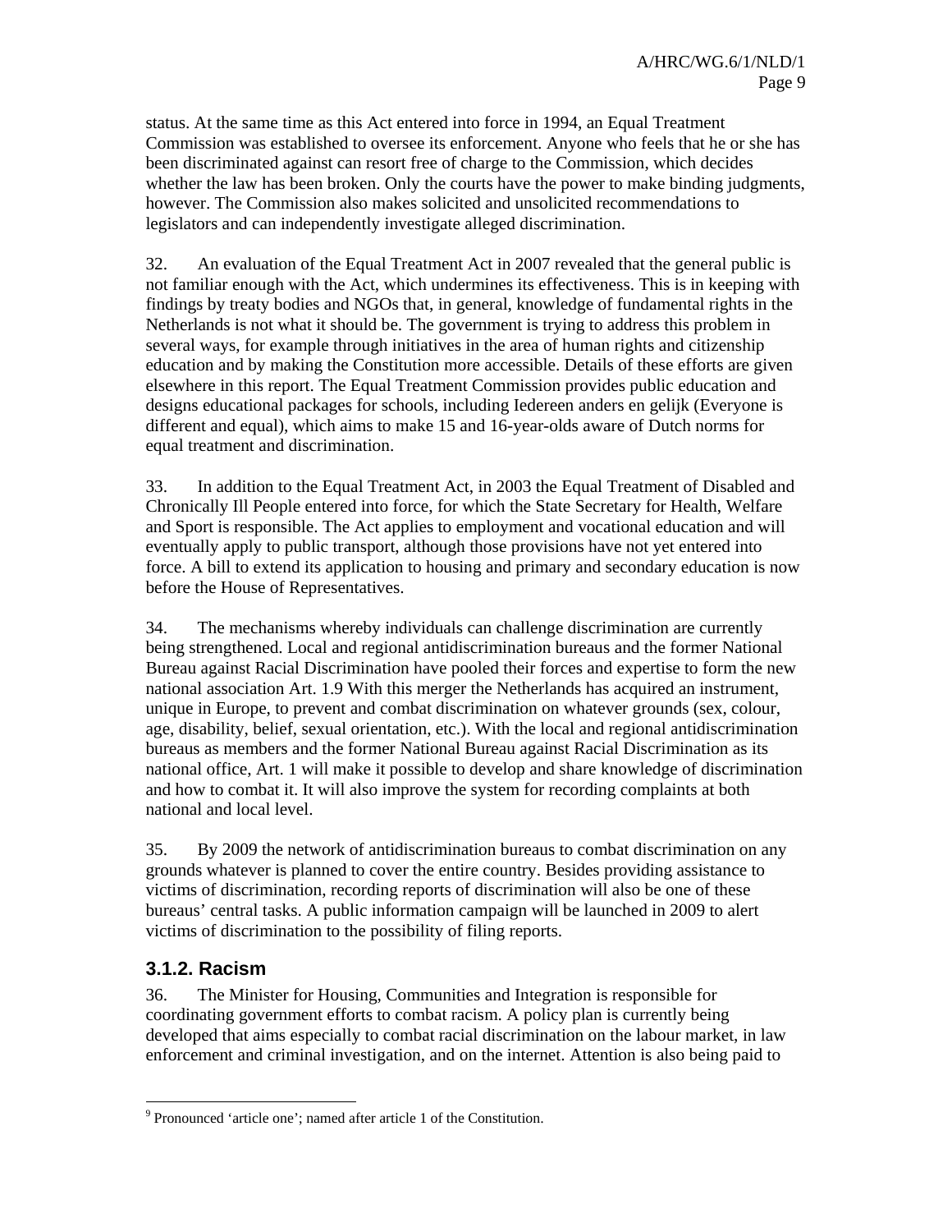status. At the same time as this Act entered into force in 1994, an Equal Treatment Commission was established to oversee its enforcement. Anyone who feels that he or she has been discriminated against can resort free of charge to the Commission, which decides whether the law has been broken. Only the courts have the power to make binding judgments, however. The Commission also makes solicited and unsolicited recommendations to legislators and can independently investigate alleged discrimination.

32. An evaluation of the Equal Treatment Act in 2007 revealed that the general public is not familiar enough with the Act, which undermines its effectiveness. This is in keeping with findings by treaty bodies and NGOs that, in general, knowledge of fundamental rights in the Netherlands is not what it should be. The government is trying to address this problem in several ways, for example through initiatives in the area of human rights and citizenship education and by making the Constitution more accessible. Details of these efforts are given elsewhere in this report. The Equal Treatment Commission provides public education and designs educational packages for schools, including Iedereen anders en gelijk (Everyone is different and equal), which aims to make 15 and 16-year-olds aware of Dutch norms for equal treatment and discrimination.

33. In addition to the Equal Treatment Act, in 2003 the Equal Treatment of Disabled and Chronically Ill People entered into force, for which the State Secretary for Health, Welfare and Sport is responsible. The Act applies to employment and vocational education and will eventually apply to public transport, although those provisions have not yet entered into force. A bill to extend its application to housing and primary and secondary education is now before the House of Representatives.

34. The mechanisms whereby individuals can challenge discrimination are currently being strengthened. Local and regional antidiscrimination bureaus and the former National Bureau against Racial Discrimination have pooled their forces and expertise to form the new national association Art. 1.[9] With this merger the Netherlands has acquired an instrument, unique in Europe, to prevent and combat discrimination on whatever grounds (sex, colour, age, disability, belief, sexual orientation, etc.). With the local and regional antidiscrimination bureaus as members and the former National Bureau against Racial Discrimination as its national office, Art. 1 will make it possible to develop and share knowledge of discrimination and how to combat it. It will also improve the system for recording complaints at both national and local level.

35. By 2009 the network of antidiscrimination bureaus to combat discrimination on any grounds whatever is planned to cover the entire country. Besides providing assistance to victims of discrimination, recording reports of discrimination will also be one of these bureaus' central tasks. A public information campaign will be launched in 2009 to alert victims of discrimination to the possibility of filing reports.

### 3.1.2. Racism

36. The Minister for Housing, Communities and Integration is responsible for coordinating government efforts to combat racism. A policy plan is currently being developed that aims especially to combat racial discrimination on the labour market, in law enforcement and criminal investigation, and on the internet. Attention is also being paid to

---

[9] Pronounced 'article one'; named after article 1 of the Constitution.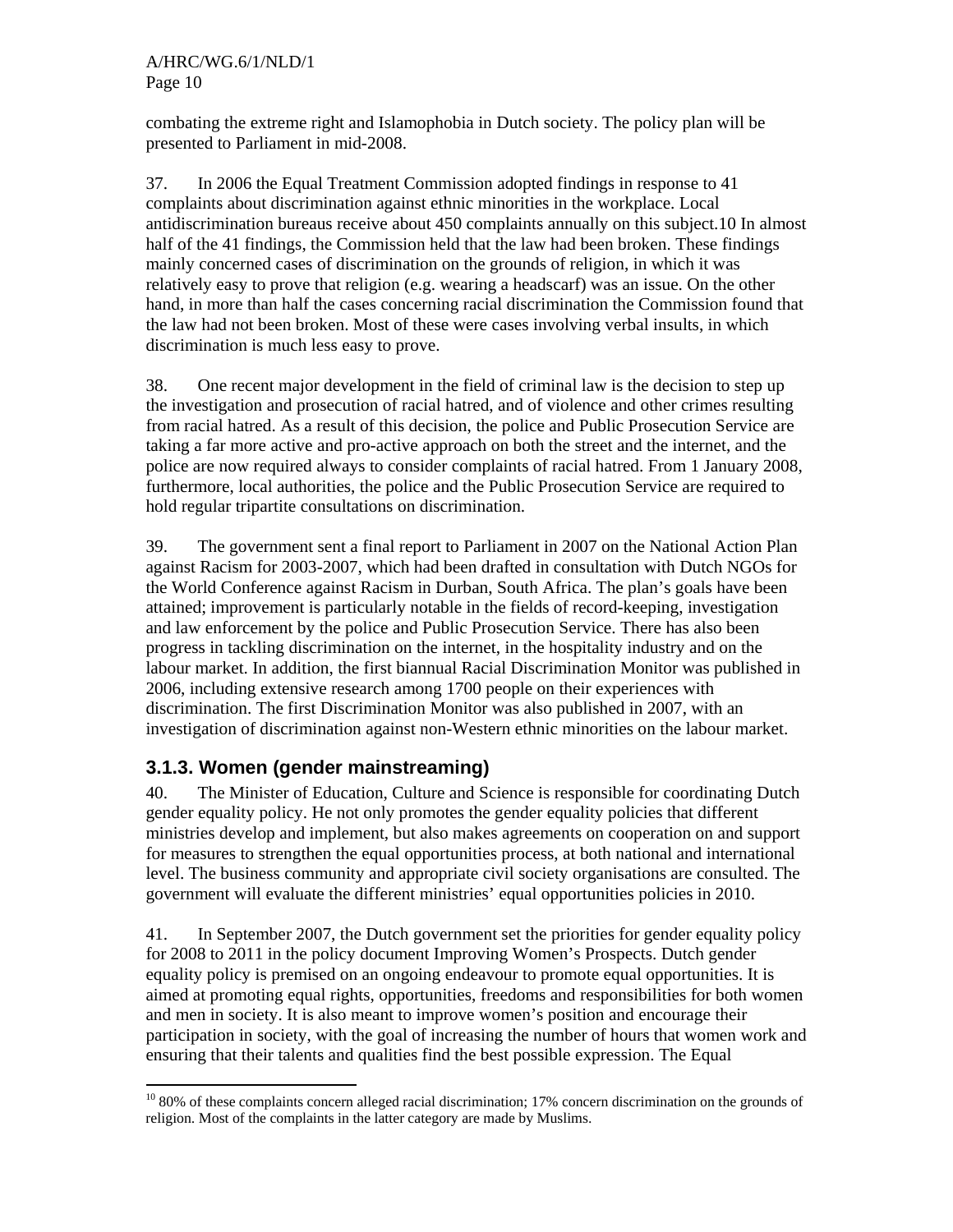combating the extreme right and Islamophobia in Dutch society. The policy plan will be presented to Parliament in mid-2008.

37. In 2006 the Equal Treatment Commission adopted findings in response to 41 complaints about discrimination against ethnic minorities in the workplace. Local antidiscrimination bureaus receive about 450 complaints annually on this subject.[10] In almost half of the 41 findings, the Commission held that the law had been broken. These findings mainly concerned cases of discrimination on the grounds of religion, in which it was relatively easy to prove that religion (e.g. wearing a headscarf) was an issue. On the other hand, in more than half the cases concerning racial discrimination the Commission found that the law had not been broken. Most of these were cases involving verbal insults, in which discrimination is much less easy to prove.

38. One recent major development in the field of criminal law is the decision to step up the investigation and prosecution of racial hatred, and of violence and other crimes resulting from racial hatred. As a result of this decision, the police and Public Prosecution Service are taking a far more active and pro-active approach on both the street and the internet, and the police are now required always to consider complaints of racial hatred. From 1 January 2008, furthermore, local authorities, the police and the Public Prosecution Service are required to hold regular tripartite consultations on discrimination.

39. The government sent a final report to Parliament in 2007 on the National Action Plan against Racism for 2003-2007, which had been drafted in consultation with Dutch NGOs for the World Conference against Racism in Durban, South Africa. The plan's goals have been attained; improvement is particularly notable in the fields of record-keeping, investigation and law enforcement by the police and Public Prosecution Service. There has also been progress in tackling discrimination on the internet, in the hospitality industry and on the labour market. In addition, the first biannual Racial Discrimination Monitor was published in 2006, including extensive research among 1700 people on their experiences with discrimination. The first Discrimination Monitor was also published in 2007, with an investigation of discrimination against non-Western ethnic minorities on the labour market.

### 3.1.3. Women (gender mainstreaming)

40. The Minister of Education, Culture and Science is responsible for coordinating Dutch gender equality policy. He not only promotes the gender equality policies that different ministries develop and implement, but also makes agreements on cooperation on and support for measures to strengthen the equal opportunities process, at both national and international level. The business community and appropriate civil society organisations are consulted. The government will evaluate the different ministries' equal opportunities policies in 2010.

41. In September 2007, the Dutch government set the priorities for gender equality policy for 2008 to 2011 in the policy document Improving Women's Prospects. Dutch gender equality policy is premised on an ongoing endeavour to promote equal opportunities. It is aimed at promoting equal rights, opportunities, freedoms and responsibilities for both women and men in society. It is also meant to improve women's position and encourage their participation in society, with the goal of increasing the number of hours that women work and ensuring that their talents and qualities find the best possible expression. The Equal

---

[10] 80% of these complaints concern alleged racial discrimination; 17% concern discrimination on the grounds of religion. Most of the complaints in the latter category are made by Muslims.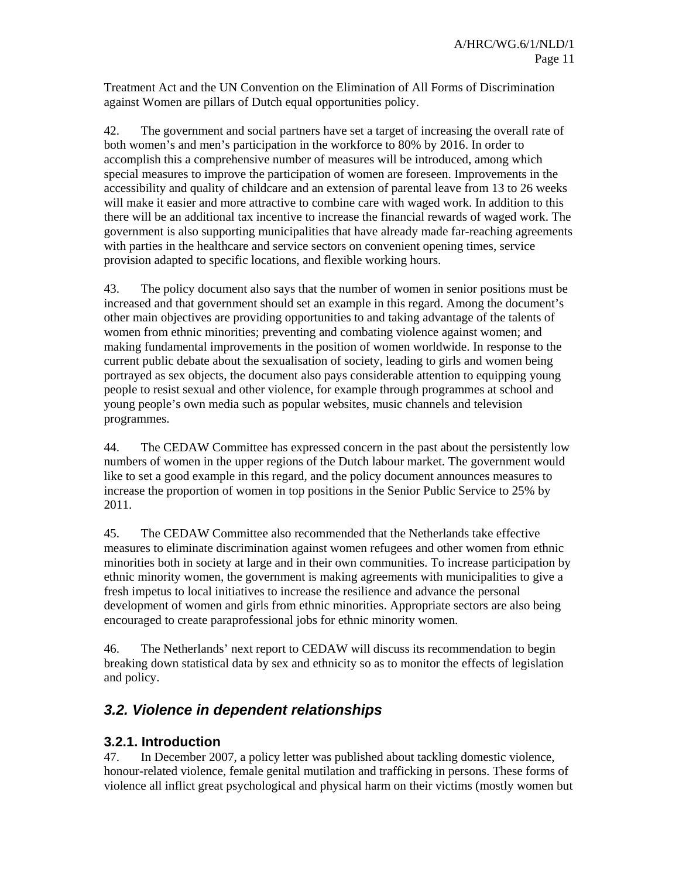Treatment Act and the UN Convention on the Elimination of All Forms of Discrimination against Women are pillars of Dutch equal opportunities policy.

42. The government and social partners have set a target of increasing the overall rate of both women's and men's participation in the workforce to 80% by 2016. In order to accomplish this a comprehensive number of measures will be introduced, among which special measures to improve the participation of women are foreseen. Improvements in the accessibility and quality of childcare and an extension of parental leave from 13 to 26 weeks will make it easier and more attractive to combine care with waged work. In addition to this there will be an additional tax incentive to increase the financial rewards of waged work. The government is also supporting municipalities that have already made far-reaching agreements with parties in the healthcare and service sectors on convenient opening times, service provision adapted to specific locations, and flexible working hours.

43. The policy document also says that the number of women in senior positions must be increased and that government should set an example in this regard. Among the document's other main objectives are providing opportunities to and taking advantage of the talents of women from ethnic minorities; preventing and combating violence against women; and making fundamental improvements in the position of women worldwide. In response to the current public debate about the sexualisation of society, leading to girls and women being portrayed as sex objects, the document also pays considerable attention to equipping young people to resist sexual and other violence, for example through programmes at school and young people's own media such as popular websites, music channels and television programmes.

44. The CEDAW Committee has expressed concern in the past about the persistently low numbers of women in the upper regions of the Dutch labour market. The government would like to set a good example in this regard, and the policy document announces measures to increase the proportion of women in top positions in the Senior Public Service to 25% by 2011.

45. The CEDAW Committee also recommended that the Netherlands take effective measures to eliminate discrimination against women refugees and other women from ethnic minorities both in society at large and in their own communities. To increase participation by ethnic minority women, the government is making agreements with municipalities to give a fresh impetus to local initiatives to increase the resilience and advance the personal development of women and girls from ethnic minorities. Appropriate sectors are also being encouraged to create paraprofessional jobs for ethnic minority women.

46. The Netherlands' next report to CEDAW will discuss its recommendation to begin breaking down statistical data by sex and ethnicity so as to monitor the effects of legislation and policy.

## *3.2. Violence in dependent relationships*

### 3.2.1. Introduction

47. In December 2007, a policy letter was published about tackling domestic violence, honour-related violence, female genital mutilation and trafficking in persons. These forms of violence all inflict great psychological and physical harm on their victims (mostly women but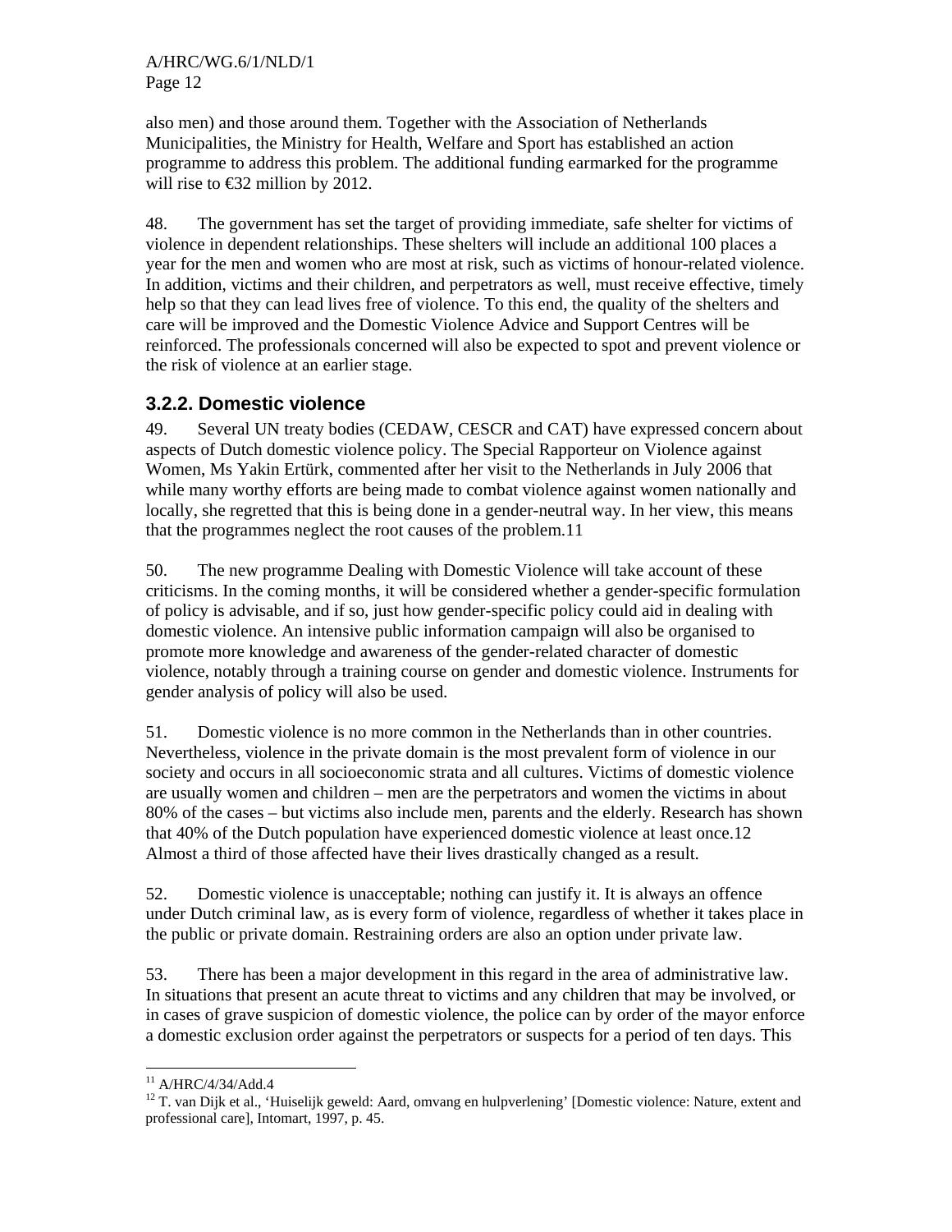also men) and those around them. Together with the Association of Netherlands Municipalities, the Ministry for Health, Welfare and Sport has established an action programme to address this problem. The additional funding earmarked for the programme will rise to €32 million by 2012.

48. The government has set the target of providing immediate, safe shelter for victims of violence in dependent relationships. These shelters will include an additional 100 places a year for the men and women who are most at risk, such as victims of honour-related violence. In addition, victims and their children, and perpetrators as well, must receive effective, timely help so that they can lead lives free of violence. To this end, the quality of the shelters and care will be improved and the Domestic Violence Advice and Support Centres will be reinforced. The professionals concerned will also be expected to spot and prevent violence or the risk of violence at an earlier stage.

### 3.2.2. Domestic violence

49. Several UN treaty bodies (CEDAW, CESCR and CAT) have expressed concern about aspects of Dutch domestic violence policy. The Special Rapporteur on Violence against Women, Ms Yakin Ertürk, commented after her visit to the Netherlands in July 2006 that while many worthy efforts are being made to combat violence against women nationally and locally, she regretted that this is being done in a gender-neutral way. In her view, this means that the programmes neglect the root causes of the problem.[11]

50. The new programme Dealing with Domestic Violence will take account of these criticisms. In the coming months, it will be considered whether a gender-specific formulation of policy is advisable, and if so, just how gender-specific policy could aid in dealing with domestic violence. An intensive public information campaign will also be organised to promote more knowledge and awareness of the gender-related character of domestic violence, notably through a training course on gender and domestic violence. Instruments for gender analysis of policy will also be used.

51. Domestic violence is no more common in the Netherlands than in other countries. Nevertheless, violence in the private domain is the most prevalent form of violence in our society and occurs in all socioeconomic strata and all cultures. Victims of domestic violence are usually women and children – men are the perpetrators and women the victims in about 80% of the cases – but victims also include men, parents and the elderly. Research has shown that 40% of the Dutch population have experienced domestic violence at least once.[12] Almost a third of those affected have their lives drastically changed as a result.

52. Domestic violence is unacceptable; nothing can justify it. It is always an offence under Dutch criminal law, as is every form of violence, regardless of whether it takes place in the public or private domain. Restraining orders are also an option under private law.

53. There has been a major development in this regard in the area of administrative law. In situations that present an acute threat to victims and any children that may be involved, or in cases of grave suspicion of domestic violence, the police can by order of the mayor enforce a domestic exclusion order against the perpetrators or suspects for a period of ten days. This

---

[11] A/HRC/4/34/Add.4

[12] T. van Dijk et al., 'Huiselijk geweld: Aard, omvang en hulpverlening' [Domestic violence: Nature, extent and professional care], Intomart, 1997, p. 45.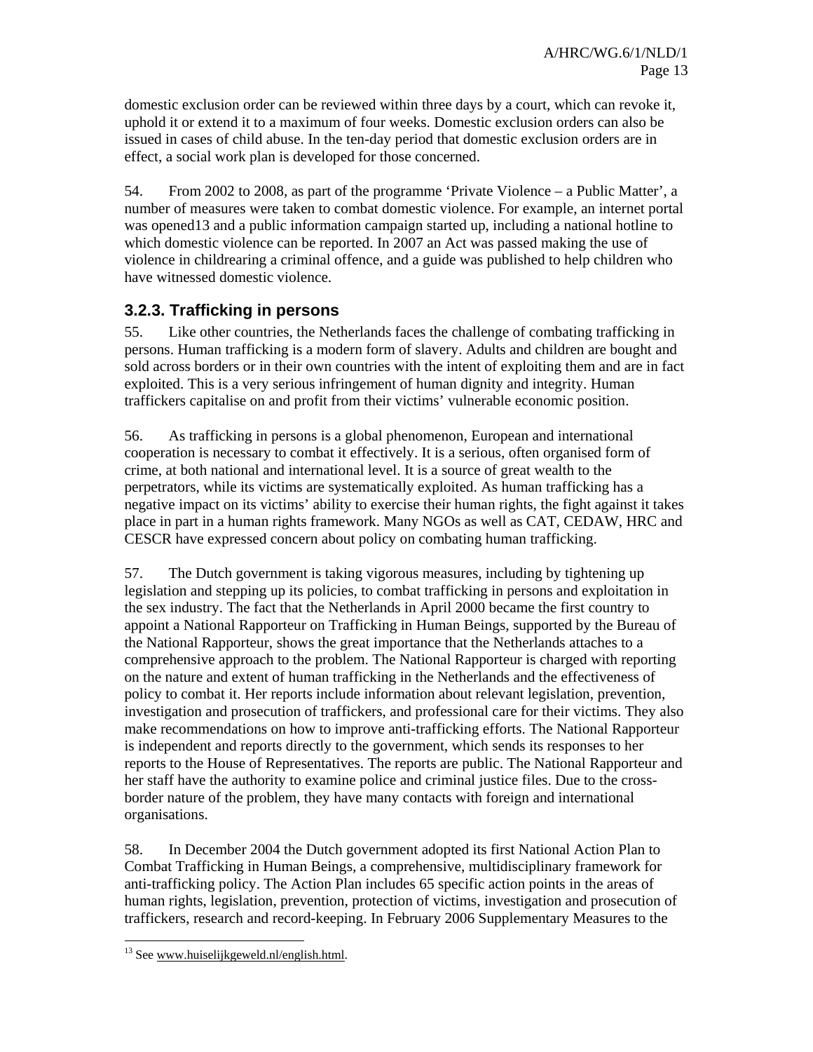domestic exclusion order can be reviewed within three days by a court, which can revoke it, uphold it or extend it to a maximum of four weeks. Domestic exclusion orders can also be issued in cases of child abuse. In the ten-day period that domestic exclusion orders are in effect, a social work plan is developed for those concerned.

54. From 2002 to 2008, as part of the programme 'Private Violence – a Public Matter', a number of measures were taken to combat domestic violence. For example, an internet portal was opened[13] and a public information campaign started up, including a national hotline to which domestic violence can be reported. In 2007 an Act was passed making the use of violence in childrearing a criminal offence, and a guide was published to help children who have witnessed domestic violence.

### 3.2.3. Trafficking in persons

55. Like other countries, the Netherlands faces the challenge of combating trafficking in persons. Human trafficking is a modern form of slavery. Adults and children are bought and sold across borders or in their own countries with the intent of exploiting them and are in fact exploited. This is a very serious infringement of human dignity and integrity. Human traffickers capitalise on and profit from their victims' vulnerable economic position.

56. As trafficking in persons is a global phenomenon, European and international cooperation is necessary to combat it effectively. It is a serious, often organised form of crime, at both national and international level. It is a source of great wealth to the perpetrators, while its victims are systematically exploited. As human trafficking has a negative impact on its victims' ability to exercise their human rights, the fight against it takes place in part in a human rights framework. Many NGOs as well as CAT, CEDAW, HRC and CESCR have expressed concern about policy on combating human trafficking.

57. The Dutch government is taking vigorous measures, including by tightening up legislation and stepping up its policies, to combat trafficking in persons and exploitation in the sex industry. The fact that the Netherlands in April 2000 became the first country to appoint a National Rapporteur on Trafficking in Human Beings, supported by the Bureau of the National Rapporteur, shows the great importance that the Netherlands attaches to a comprehensive approach to the problem. The National Rapporteur is charged with reporting on the nature and extent of human trafficking in the Netherlands and the effectiveness of policy to combat it. Her reports include information about relevant legislation, prevention, investigation and prosecution of traffickers, and professional care for their victims. They also make recommendations on how to improve anti-trafficking efforts. The National Rapporteur is independent and reports directly to the government, which sends its responses to her reports to the House of Representatives. The reports are public. The National Rapporteur and her staff have the authority to examine police and criminal justice files. Due to the cross-border nature of the problem, they have many contacts with foreign and international organisations.

58. In December 2004 the Dutch government adopted its first National Action Plan to Combat Trafficking in Human Beings, a comprehensive, multidisciplinary framework for anti-trafficking policy. The Action Plan includes 65 specific action points in the areas of human rights, legislation, prevention, protection of victims, investigation and prosecution of traffickers, research and record-keeping. In February 2006 Supplementary Measures to the

---

[13] See www.huiselijkgeweld.nl/english.html.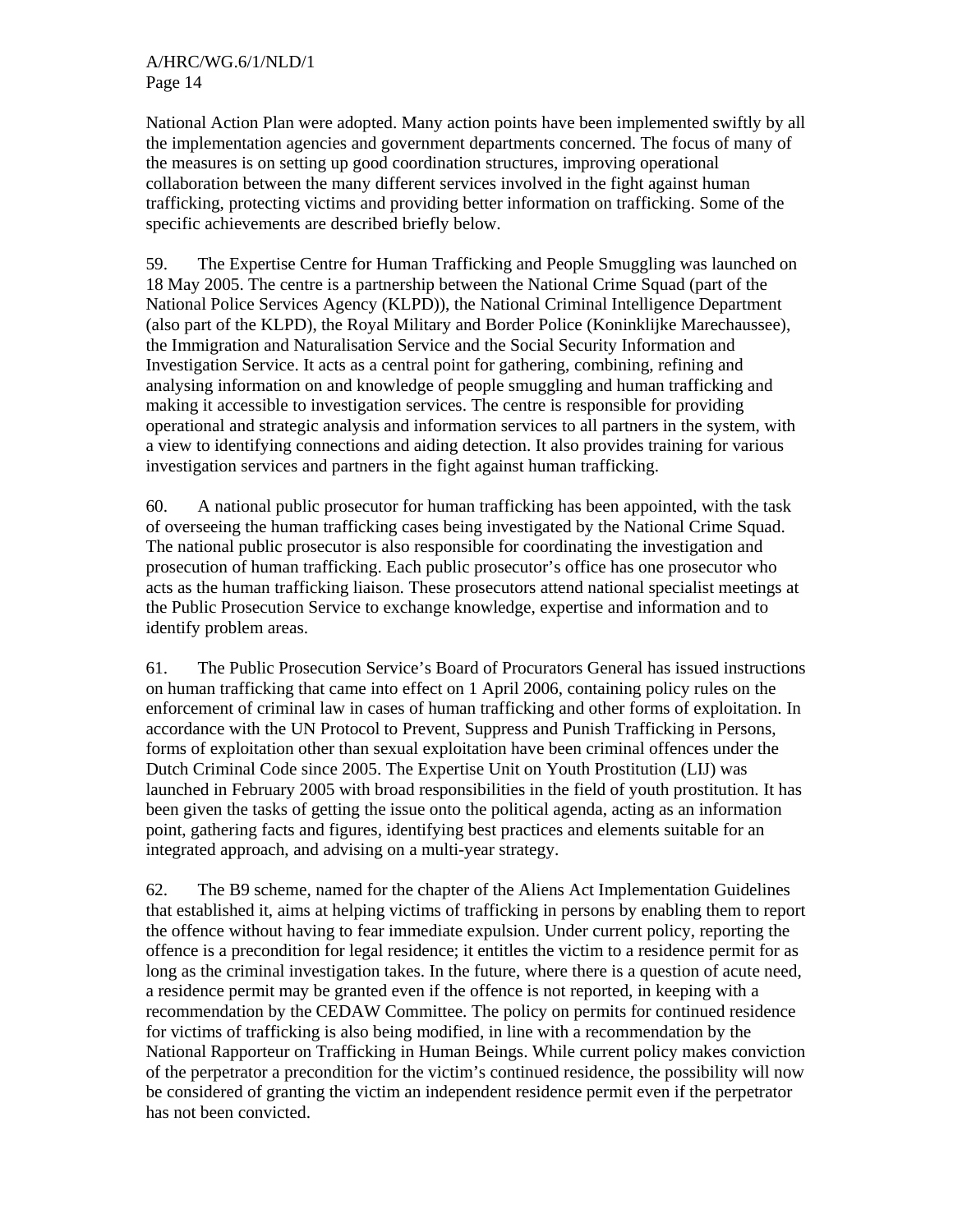National Action Plan were adopted. Many action points have been implemented swiftly by all the implementation agencies and government departments concerned. The focus of many of the measures is on setting up good coordination structures, improving operational collaboration between the many different services involved in the fight against human trafficking, protecting victims and providing better information on trafficking. Some of the specific achievements are described briefly below.

59. The Expertise Centre for Human Trafficking and People Smuggling was launched on 18 May 2005. The centre is a partnership between the National Crime Squad (part of the National Police Services Agency (KLPD)), the National Criminal Intelligence Department (also part of the KLPD), the Royal Military and Border Police (Koninklijke Marechaussee), the Immigration and Naturalisation Service and the Social Security Information and Investigation Service. It acts as a central point for gathering, combining, refining and analysing information on and knowledge of people smuggling and human trafficking and making it accessible to investigation services. The centre is responsible for providing operational and strategic analysis and information services to all partners in the system, with a view to identifying connections and aiding detection. It also provides training for various investigation services and partners in the fight against human trafficking.

60. A national public prosecutor for human trafficking has been appointed, with the task of overseeing the human trafficking cases being investigated by the National Crime Squad. The national public prosecutor is also responsible for coordinating the investigation and prosecution of human trafficking. Each public prosecutor's office has one prosecutor who acts as the human trafficking liaison. These prosecutors attend national specialist meetings at the Public Prosecution Service to exchange knowledge, expertise and information and to identify problem areas.

61. The Public Prosecution Service's Board of Procurators General has issued instructions on human trafficking that came into effect on 1 April 2006, containing policy rules on the enforcement of criminal law in cases of human trafficking and other forms of exploitation. In accordance with the UN Protocol to Prevent, Suppress and Punish Trafficking in Persons, forms of exploitation other than sexual exploitation have been criminal offences under the Dutch Criminal Code since 2005. The Expertise Unit on Youth Prostitution (LIJ) was launched in February 2005 with broad responsibilities in the field of youth prostitution. It has been given the tasks of getting the issue onto the political agenda, acting as an information point, gathering facts and figures, identifying best practices and elements suitable for an integrated approach, and advising on a multi-year strategy.

62. The B9 scheme, named for the chapter of the Aliens Act Implementation Guidelines that established it, aims at helping victims of trafficking in persons by enabling them to report the offence without having to fear immediate expulsion. Under current policy, reporting the offence is a precondition for legal residence; it entitles the victim to a residence permit for as long as the criminal investigation takes. In the future, where there is a question of acute need, a residence permit may be granted even if the offence is not reported, in keeping with a recommendation by the CEDAW Committee. The policy on permits for continued residence for victims of trafficking is also being modified, in line with a recommendation by the National Rapporteur on Trafficking in Human Beings. While current policy makes conviction of the perpetrator a precondition for the victim's continued residence, the possibility will now be considered of granting the victim an independent residence permit even if the perpetrator has not been convicted.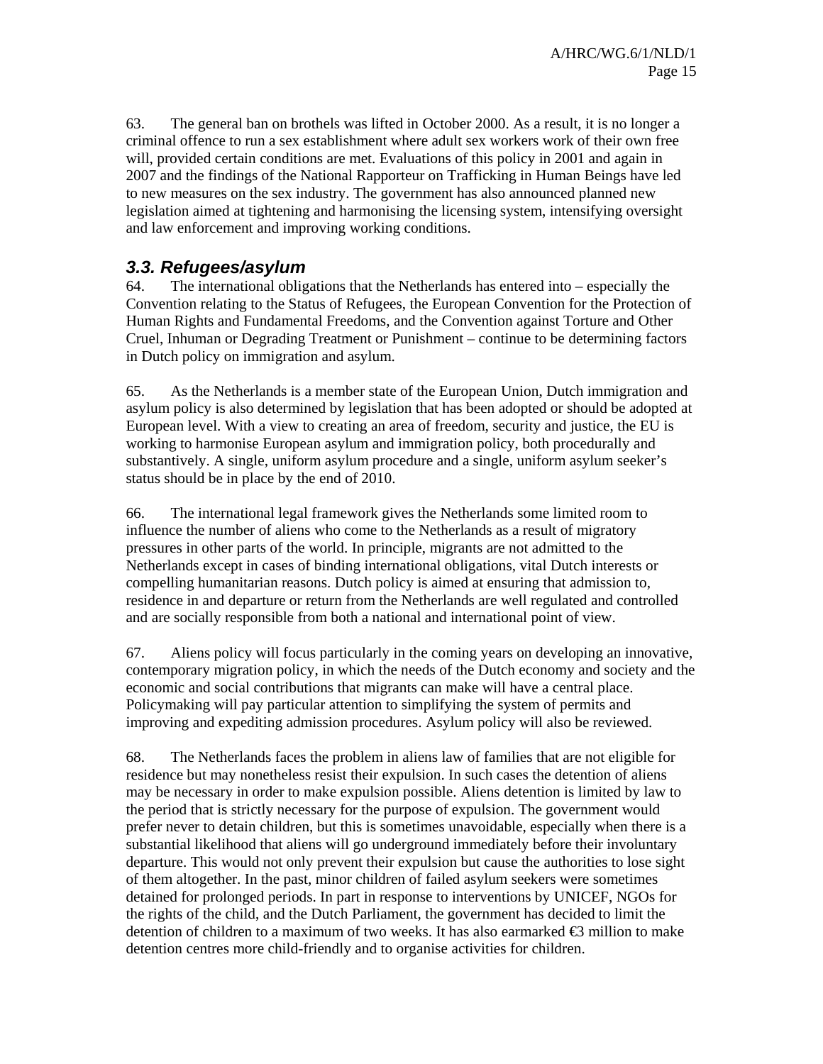63. The general ban on brothels was lifted in October 2000. As a result, it is no longer a criminal offence to run a sex establishment where adult sex workers work of their own free will, provided certain conditions are met. Evaluations of this policy in 2001 and again in 2007 and the findings of the National Rapporteur on Trafficking in Human Beings have led to new measures on the sex industry. The government has also announced planned new legislation aimed at tightening and harmonising the licensing system, intensifying oversight and law enforcement and improving working conditions.

### *3.3. Refugees/asylum*

64. The international obligations that the Netherlands has entered into – especially the Convention relating to the Status of Refugees, the European Convention for the Protection of Human Rights and Fundamental Freedoms, and the Convention against Torture and Other Cruel, Inhuman or Degrading Treatment or Punishment – continue to be determining factors in Dutch policy on immigration and asylum.

65. As the Netherlands is a member state of the European Union, Dutch immigration and asylum policy is also determined by legislation that has been adopted or should be adopted at European level. With a view to creating an area of freedom, security and justice, the EU is working to harmonise European asylum and immigration policy, both procedurally and substantively. A single, uniform asylum procedure and a single, uniform asylum seeker's status should be in place by the end of 2010.

66. The international legal framework gives the Netherlands some limited room to influence the number of aliens who come to the Netherlands as a result of migratory pressures in other parts of the world. In principle, migrants are not admitted to the Netherlands except in cases of binding international obligations, vital Dutch interests or compelling humanitarian reasons. Dutch policy is aimed at ensuring that admission to, residence in and departure or return from the Netherlands are well regulated and controlled and are socially responsible from both a national and international point of view.

67. Aliens policy will focus particularly in the coming years on developing an innovative, contemporary migration policy, in which the needs of the Dutch economy and society and the economic and social contributions that migrants can make will have a central place. Policymaking will pay particular attention to simplifying the system of permits and improving and expediting admission procedures. Asylum policy will also be reviewed.

68. The Netherlands faces the problem in aliens law of families that are not eligible for residence but may nonetheless resist their expulsion. In such cases the detention of aliens may be necessary in order to make expulsion possible. Aliens detention is limited by law to the period that is strictly necessary for the purpose of expulsion. The government would prefer never to detain children, but this is sometimes unavoidable, especially when there is a substantial likelihood that aliens will go underground immediately before their involuntary departure. This would not only prevent their expulsion but cause the authorities to lose sight of them altogether. In the past, minor children of failed asylum seekers were sometimes detained for prolonged periods. In part in response to interventions by UNICEF, NGOs for the rights of the child, and the Dutch Parliament, the government has decided to limit the detention of children to a maximum of two weeks. It has also earmarked €3 million to make detention centres more child-friendly and to organise activities for children.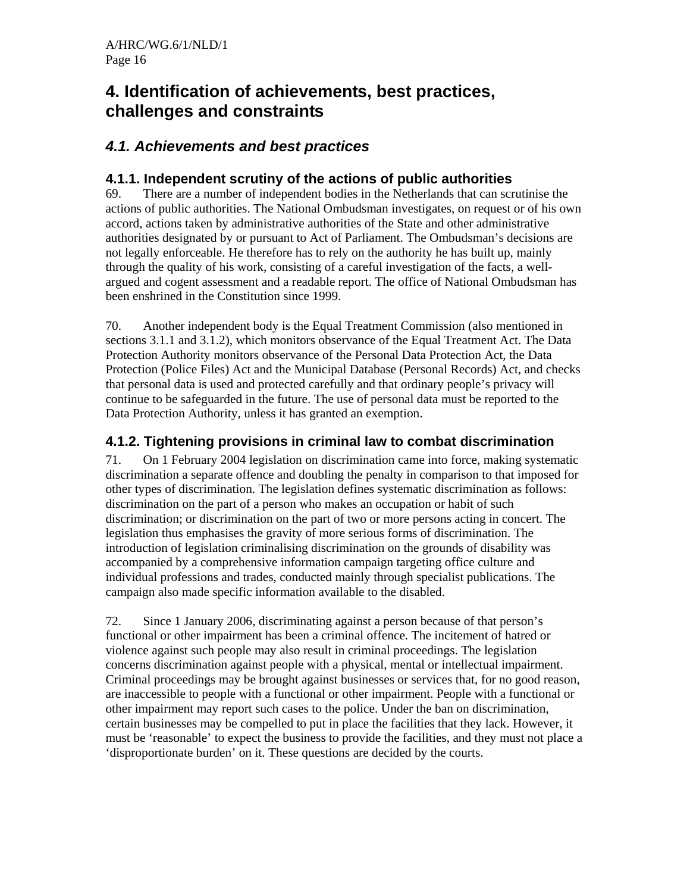# 4. Identification of achievements, best practices, challenges and constraints

## *4.1. Achievements and best practices*

### 4.1.1. Independent scrutiny of the actions of public authorities

69. There are a number of independent bodies in the Netherlands that can scrutinise the actions of public authorities. The National Ombudsman investigates, on request or of his own accord, actions taken by administrative authorities of the State and other administrative authorities designated by or pursuant to Act of Parliament. The Ombudsman's decisions are not legally enforceable. He therefore has to rely on the authority he has built up, mainly through the quality of his work, consisting of a careful investigation of the facts, a well-argued and cogent assessment and a readable report. The office of National Ombudsman has been enshrined in the Constitution since 1999.

70. Another independent body is the Equal Treatment Commission (also mentioned in sections 3.1.1 and 3.1.2), which monitors observance of the Equal Treatment Act. The Data Protection Authority monitors observance of the Personal Data Protection Act, the Data Protection (Police Files) Act and the Municipal Database (Personal Records) Act, and checks that personal data is used and protected carefully and that ordinary people's privacy will continue to be safeguarded in the future. The use of personal data must be reported to the Data Protection Authority, unless it has granted an exemption.

### 4.1.2. Tightening provisions in criminal law to combat discrimination

71. On 1 February 2004 legislation on discrimination came into force, making systematic discrimination a separate offence and doubling the penalty in comparison to that imposed for other types of discrimination. The legislation defines systematic discrimination as follows: discrimination on the part of a person who makes an occupation or habit of such discrimination; or discrimination on the part of two or more persons acting in concert. The legislation thus emphasises the gravity of more serious forms of discrimination. The introduction of legislation criminalising discrimination on the grounds of disability was accompanied by a comprehensive information campaign targeting office culture and individual professions and trades, conducted mainly through specialist publications. The campaign also made specific information available to the disabled.

72. Since 1 January 2006, discriminating against a person because of that person's functional or other impairment has been a criminal offence. The incitement of hatred or violence against such people may also result in criminal proceedings. The legislation concerns discrimination against people with a physical, mental or intellectual impairment. Criminal proceedings may be brought against businesses or services that, for no good reason, are inaccessible to people with a functional or other impairment. People with a functional or other impairment may report such cases to the police. Under the ban on discrimination, certain businesses may be compelled to put in place the facilities that they lack. However, it must be 'reasonable' to expect the business to provide the facilities, and they must not place a 'disproportionate burden' on it. These questions are decided by the courts.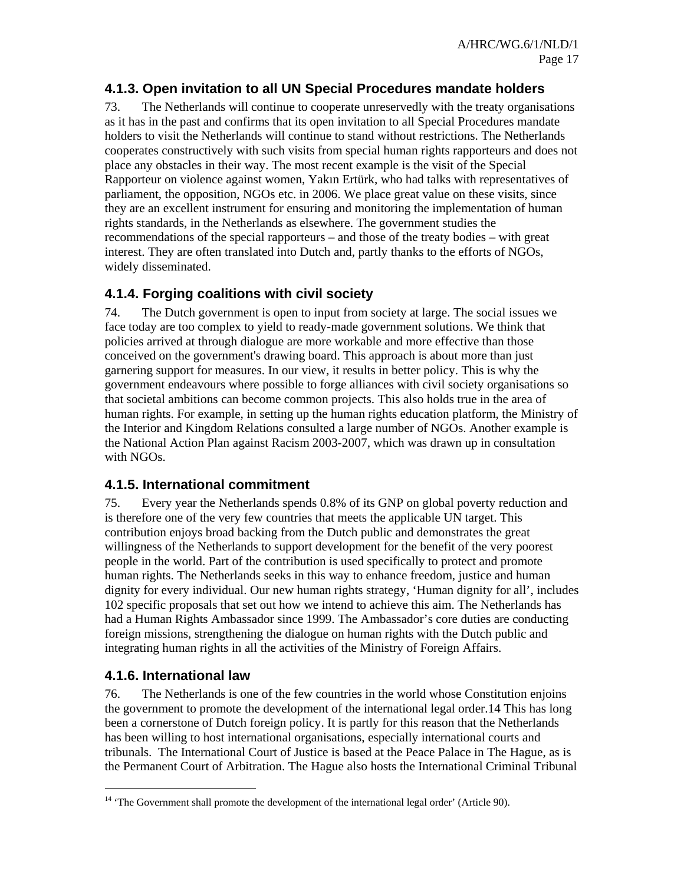### 4.1.3. Open invitation to all UN Special Procedures mandate holders

73. The Netherlands will continue to cooperate unreservedly with the treaty organisations as it has in the past and confirms that its open invitation to all Special Procedures mandate holders to visit the Netherlands will continue to stand without restrictions. The Netherlands cooperates constructively with such visits from special human rights rapporteurs and does not place any obstacles in their way. The most recent example is the visit of the Special Rapporteur on violence against women, Yakın Ertürk, who had talks with representatives of parliament, the opposition, NGOs etc. in 2006. We place great value on these visits, since they are an excellent instrument for ensuring and monitoring the implementation of human rights standards, in the Netherlands as elsewhere. The government studies the recommendations of the special rapporteurs – and those of the treaty bodies – with great interest. They are often translated into Dutch and, partly thanks to the efforts of NGOs, widely disseminated.

### 4.1.4. Forging coalitions with civil society

74. The Dutch government is open to input from society at large. The social issues we face today are too complex to yield to ready-made government solutions. We think that policies arrived at through dialogue are more workable and more effective than those conceived on the government's drawing board. This approach is about more than just garnering support for measures. In our view, it results in better policy. This is why the government endeavours where possible to forge alliances with civil society organisations so that societal ambitions can become common projects. This also holds true in the area of human rights. For example, in setting up the human rights education platform, the Ministry of the Interior and Kingdom Relations consulted a large number of NGOs. Another example is the National Action Plan against Racism 2003-2007, which was drawn up in consultation with NGOs.

### 4.1.5. International commitment

75. Every year the Netherlands spends 0.8% of its GNP on global poverty reduction and is therefore one of the very few countries that meets the applicable UN target. This contribution enjoys broad backing from the Dutch public and demonstrates the great willingness of the Netherlands to support development for the benefit of the very poorest people in the world. Part of the contribution is used specifically to protect and promote human rights. The Netherlands seeks in this way to enhance freedom, justice and human dignity for every individual. Our new human rights strategy, 'Human dignity for all', includes 102 specific proposals that set out how we intend to achieve this aim. The Netherlands has had a Human Rights Ambassador since 1999. The Ambassador's core duties are conducting foreign missions, strengthening the dialogue on human rights with the Dutch public and integrating human rights in all the activities of the Ministry of Foreign Affairs.

### 4.1.6. International law

76. The Netherlands is one of the few countries in the world whose Constitution enjoins the government to promote the development of the international legal order.[14] This has long been a cornerstone of Dutch foreign policy. It is partly for this reason that the Netherlands has been willing to host international organisations, especially international courts and tribunals. The International Court of Justice is based at the Peace Palace in The Hague, as is the Permanent Court of Arbitration. The Hague also hosts the International Criminal Tribunal

---

[14] 'The Government shall promote the development of the international legal order' (Article 90).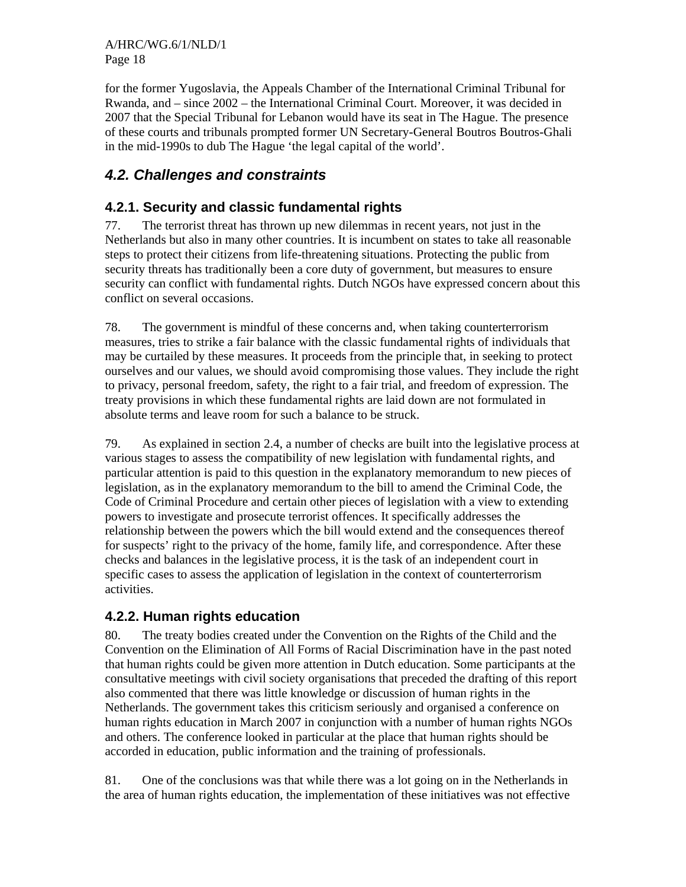for the former Yugoslavia, the Appeals Chamber of the International Criminal Tribunal for Rwanda, and – since 2002 – the International Criminal Court. Moreover, it was decided in 2007 that the Special Tribunal for Lebanon would have its seat in The Hague. The presence of these courts and tribunals prompted former UN Secretary-General Boutros Boutros-Ghali in the mid-1990s to dub The Hague 'the legal capital of the world'.

## *4.2. Challenges and constraints*

### 4.2.1. Security and classic fundamental rights

77. The terrorist threat has thrown up new dilemmas in recent years, not just in the Netherlands but also in many other countries. It is incumbent on states to take all reasonable steps to protect their citizens from life-threatening situations. Protecting the public from security threats has traditionally been a core duty of government, but measures to ensure security can conflict with fundamental rights. Dutch NGOs have expressed concern about this conflict on several occasions.

78. The government is mindful of these concerns and, when taking counterterrorism measures, tries to strike a fair balance with the classic fundamental rights of individuals that may be curtailed by these measures. It proceeds from the principle that, in seeking to protect ourselves and our values, we should avoid compromising those values. They include the right to privacy, personal freedom, safety, the right to a fair trial, and freedom of expression. The treaty provisions in which these fundamental rights are laid down are not formulated in absolute terms and leave room for such a balance to be struck.

79. As explained in section 2.4, a number of checks are built into the legislative process at various stages to assess the compatibility of new legislation with fundamental rights, and particular attention is paid to this question in the explanatory memorandum to new pieces of legislation, as in the explanatory memorandum to the bill to amend the Criminal Code, the Code of Criminal Procedure and certain other pieces of legislation with a view to extending powers to investigate and prosecute terrorist offences. It specifically addresses the relationship between the powers which the bill would extend and the consequences thereof for suspects' right to the privacy of the home, family life, and correspondence. After these checks and balances in the legislative process, it is the task of an independent court in specific cases to assess the application of legislation in the context of counterterrorism activities.

### 4.2.2. Human rights education

80. The treaty bodies created under the Convention on the Rights of the Child and the Convention on the Elimination of All Forms of Racial Discrimination have in the past noted that human rights could be given more attention in Dutch education. Some participants at the consultative meetings with civil society organisations that preceded the drafting of this report also commented that there was little knowledge or discussion of human rights in the Netherlands. The government takes this criticism seriously and organised a conference on human rights education in March 2007 in conjunction with a number of human rights NGOs and others. The conference looked in particular at the place that human rights should be accorded in education, public information and the training of professionals.

81. One of the conclusions was that while there was a lot going on in the Netherlands in the area of human rights education, the implementation of these initiatives was not effective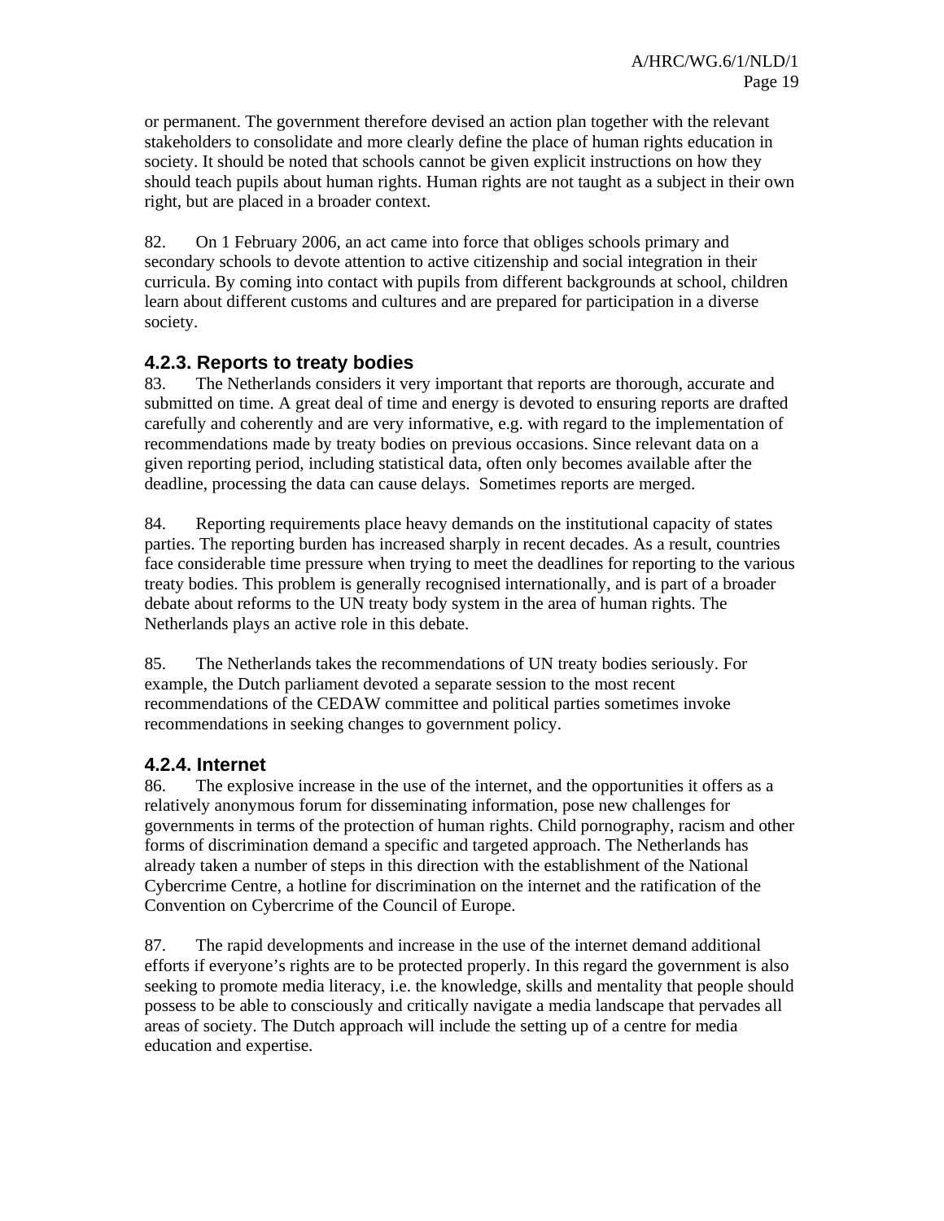or permanent. The government therefore devised an action plan together with the relevant stakeholders to consolidate and more clearly define the place of human rights education in society. It should be noted that schools cannot be given explicit instructions on how they should teach pupils about human rights. Human rights are not taught as a subject in their own right, but are placed in a broader context.

82. On 1 February 2006, an act came into force that obliges schools primary and secondary schools to devote attention to active citizenship and social integration in their curricula. By coming into contact with pupils from different backgrounds at school, children learn about different customs and cultures and are prepared for participation in a diverse society.

### 4.2.3. Reports to treaty bodies

83. The Netherlands considers it very important that reports are thorough, accurate and submitted on time. A great deal of time and energy is devoted to ensuring reports are drafted carefully and coherently and are very informative, e.g. with regard to the implementation of recommendations made by treaty bodies on previous occasions. Since relevant data on a given reporting period, including statistical data, often only becomes available after the deadline, processing the data can cause delays. Sometimes reports are merged.

84. Reporting requirements place heavy demands on the institutional capacity of states parties. The reporting burden has increased sharply in recent decades. As a result, countries face considerable time pressure when trying to meet the deadlines for reporting to the various treaty bodies. This problem is generally recognised internationally, and is part of a broader debate about reforms to the UN treaty body system in the area of human rights. The Netherlands plays an active role in this debate.

85. The Netherlands takes the recommendations of UN treaty bodies seriously. For example, the Dutch parliament devoted a separate session to the most recent recommendations of the CEDAW committee and political parties sometimes invoke recommendations in seeking changes to government policy.

### 4.2.4. Internet

86. The explosive increase in the use of the internet, and the opportunities it offers as a relatively anonymous forum for disseminating information, pose new challenges for governments in terms of the protection of human rights. Child pornography, racism and other forms of discrimination demand a specific and targeted approach. The Netherlands has already taken a number of steps in this direction with the establishment of the National Cybercrime Centre, a hotline for discrimination on the internet and the ratification of the Convention on Cybercrime of the Council of Europe.

87. The rapid developments and increase in the use of the internet demand additional efforts if everyone's rights are to be protected properly. In this regard the government is also seeking to promote media literacy, i.e. the knowledge, skills and mentality that people should possess to be able to consciously and critically navigate a media landscape that pervades all areas of society. The Dutch approach will include the setting up of a centre for media education and expertise.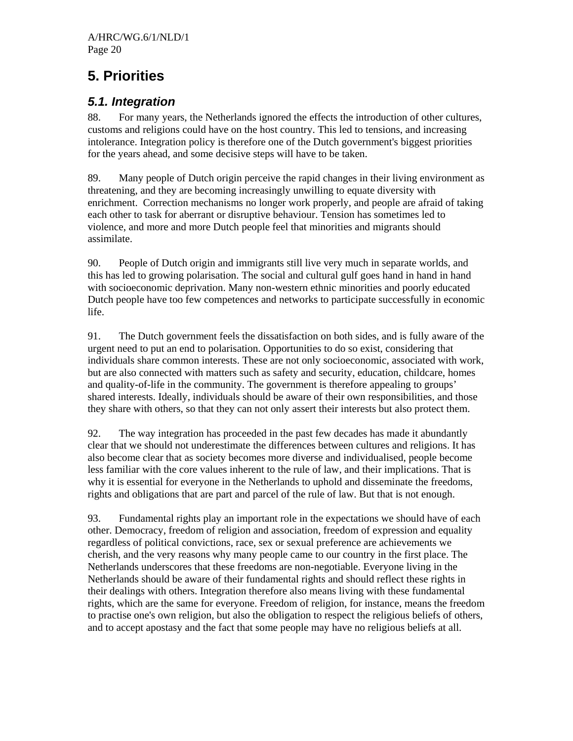# 5. Priorities

## *5.1. Integration*

88. For many years, the Netherlands ignored the effects the introduction of other cultures, customs and religions could have on the host country. This led to tensions, and increasing intolerance. Integration policy is therefore one of the Dutch government's biggest priorities for the years ahead, and some decisive steps will have to be taken.

89. Many people of Dutch origin perceive the rapid changes in their living environment as threatening, and they are becoming increasingly unwilling to equate diversity with enrichment. Correction mechanisms no longer work properly, and people are afraid of taking each other to task for aberrant or disruptive behaviour. Tension has sometimes led to violence, and more and more Dutch people feel that minorities and migrants should assimilate.

90. People of Dutch origin and immigrants still live very much in separate worlds, and this has led to growing polarisation. The social and cultural gulf goes hand in hand in hand with socioeconomic deprivation. Many non-western ethnic minorities and poorly educated Dutch people have too few competences and networks to participate successfully in economic life.

91. The Dutch government feels the dissatisfaction on both sides, and is fully aware of the urgent need to put an end to polarisation. Opportunities to do so exist, considering that individuals share common interests. These are not only socioeconomic, associated with work, but are also connected with matters such as safety and security, education, childcare, homes and quality-of-life in the community. The government is therefore appealing to groups' shared interests. Ideally, individuals should be aware of their own responsibilities, and those they share with others, so that they can not only assert their interests but also protect them.

92. The way integration has proceeded in the past few decades has made it abundantly clear that we should not underestimate the differences between cultures and religions. It has also become clear that as society becomes more diverse and individualised, people become less familiar with the core values inherent to the rule of law, and their implications. That is why it is essential for everyone in the Netherlands to uphold and disseminate the freedoms, rights and obligations that are part and parcel of the rule of law. But that is not enough.

93. Fundamental rights play an important role in the expectations we should have of each other. Democracy, freedom of religion and association, freedom of expression and equality regardless of political convictions, race, sex or sexual preference are achievements we cherish, and the very reasons why many people came to our country in the first place. The Netherlands underscores that these freedoms are non-negotiable. Everyone living in the Netherlands should be aware of their fundamental rights and should reflect these rights in their dealings with others. Integration therefore also means living with these fundamental rights, which are the same for everyone. Freedom of religion, for instance, means the freedom to practise one's own religion, but also the obligation to respect the religious beliefs of others, and to accept apostasy and the fact that some people may have no religious beliefs at all.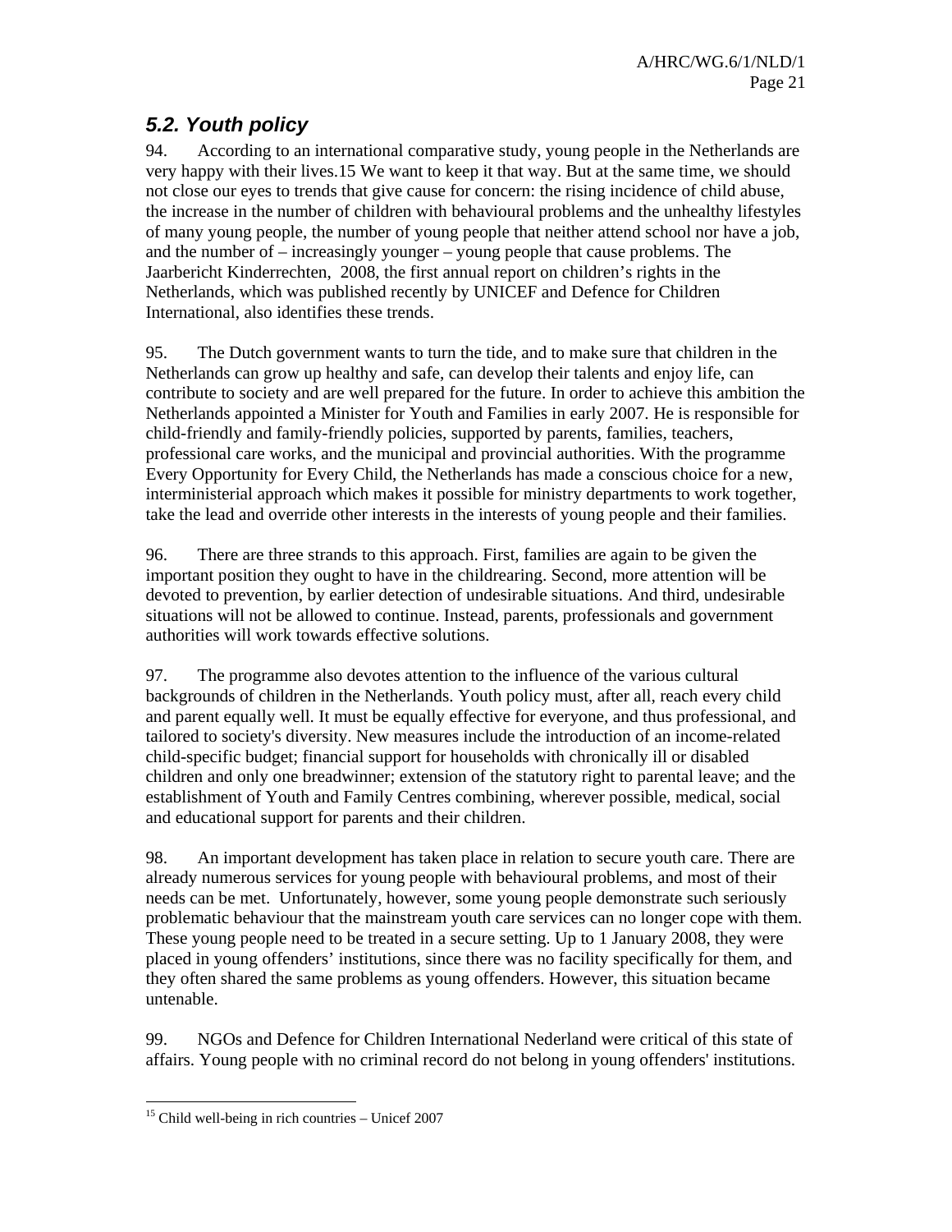### *5.2. Youth policy*

94. According to an international comparative study, young people in the Netherlands are very happy with their lives.[15] We want to keep it that way. But at the same time, we should not close our eyes to trends that give cause for concern: the rising incidence of child abuse, the increase in the number of children with behavioural problems and the unhealthy lifestyles of many young people, the number of young people that neither attend school nor have a job, and the number of – increasingly younger – young people that cause problems. The Jaarbericht Kinderrechten, 2008, the first annual report on children's rights in the Netherlands, which was published recently by UNICEF and Defence for Children International, also identifies these trends.

95. The Dutch government wants to turn the tide, and to make sure that children in the Netherlands can grow up healthy and safe, can develop their talents and enjoy life, can contribute to society and are well prepared for the future. In order to achieve this ambition the Netherlands appointed a Minister for Youth and Families in early 2007. He is responsible for child-friendly and family-friendly policies, supported by parents, families, teachers, professional care works, and the municipal and provincial authorities. With the programme Every Opportunity for Every Child, the Netherlands has made a conscious choice for a new, interministerial approach which makes it possible for ministry departments to work together, take the lead and override other interests in the interests of young people and their families.

96. There are three strands to this approach. First, families are again to be given the important position they ought to have in the childrearing. Second, more attention will be devoted to prevention, by earlier detection of undesirable situations. And third, undesirable situations will not be allowed to continue. Instead, parents, professionals and government authorities will work towards effective solutions.

97. The programme also devotes attention to the influence of the various cultural backgrounds of children in the Netherlands. Youth policy must, after all, reach every child and parent equally well. It must be equally effective for everyone, and thus professional, and tailored to society's diversity. New measures include the introduction of an income-related child-specific budget; financial support for households with chronically ill or disabled children and only one breadwinner; extension of the statutory right to parental leave; and the establishment of Youth and Family Centres combining, wherever possible, medical, social and educational support for parents and their children.

98. An important development has taken place in relation to secure youth care. There are already numerous services for young people with behavioural problems, and most of their needs can be met. Unfortunately, however, some young people demonstrate such seriously problematic behaviour that the mainstream youth care services can no longer cope with them. These young people need to be treated in a secure setting. Up to 1 January 2008, they were placed in young offenders' institutions, since there was no facility specifically for them, and they often shared the same problems as young offenders. However, this situation became untenable.

99. NGOs and Defence for Children International Nederland were critical of this state of affairs. Young people with no criminal record do not belong in young offenders' institutions.

---

[15] Child well-being in rich countries – Unicef 2007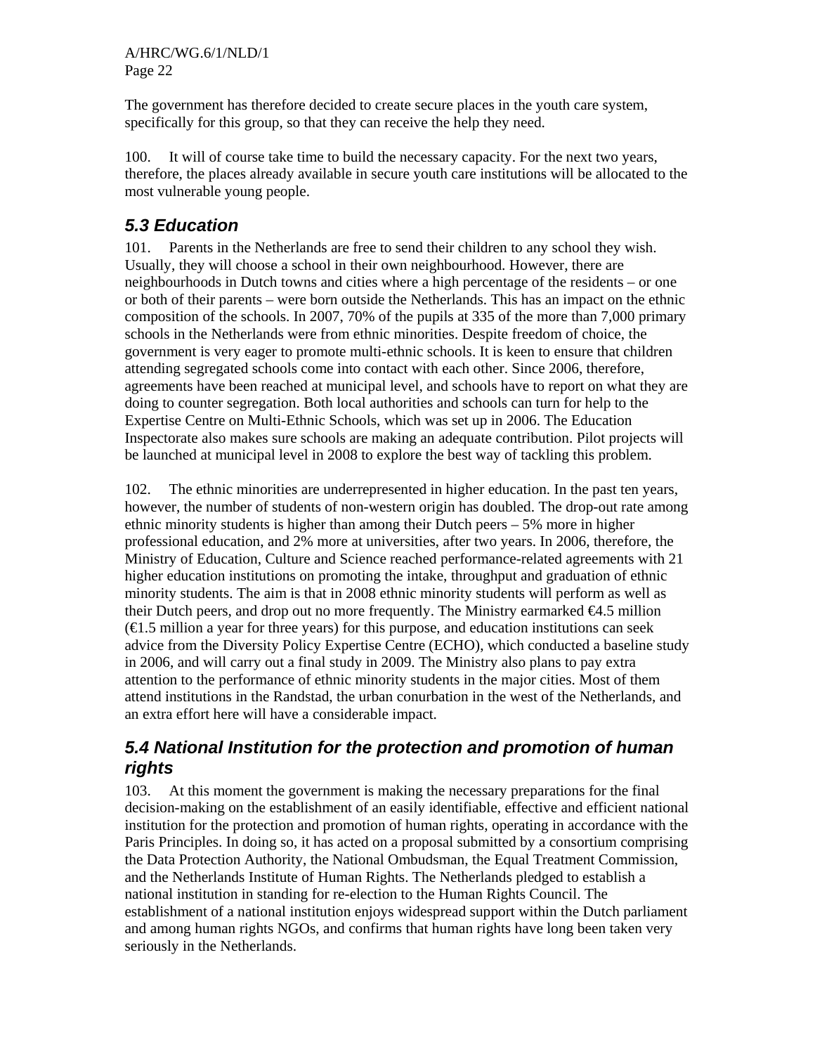The government has therefore decided to create secure places in the youth care system, specifically for this group, so that they can receive the help they need.

100. It will of course take time to build the necessary capacity. For the next two years, therefore, the places already available in secure youth care institutions will be allocated to the most vulnerable young people.

### *5.3 Education*

101. Parents in the Netherlands are free to send their children to any school they wish. Usually, they will choose a school in their own neighbourhood. However, there are neighbourhoods in Dutch towns and cities where a high percentage of the residents – or one or both of their parents – were born outside the Netherlands. This has an impact on the ethnic composition of the schools. In 2007, 70% of the pupils at 335 of the more than 7,000 primary schools in the Netherlands were from ethnic minorities. Despite freedom of choice, the government is very eager to promote multi-ethnic schools. It is keen to ensure that children attending segregated schools come into contact with each other. Since 2006, therefore, agreements have been reached at municipal level, and schools have to report on what they are doing to counter segregation. Both local authorities and schools can turn for help to the Expertise Centre on Multi-Ethnic Schools, which was set up in 2006. The Education Inspectorate also makes sure schools are making an adequate contribution. Pilot projects will be launched at municipal level in 2008 to explore the best way of tackling this problem.

102. The ethnic minorities are underrepresented in higher education. In the past ten years, however, the number of students of non-western origin has doubled. The drop-out rate among ethnic minority students is higher than among their Dutch peers – 5% more in higher professional education, and 2% more at universities, after two years. In 2006, therefore, the Ministry of Education, Culture and Science reached performance-related agreements with 21 higher education institutions on promoting the intake, throughput and graduation of ethnic minority students. The aim is that in 2008 ethnic minority students will perform as well as their Dutch peers, and drop out no more frequently. The Ministry earmarked €4.5 million (€1.5 million a year for three years) for this purpose, and education institutions can seek advice from the Diversity Policy Expertise Centre (ECHO), which conducted a baseline study in 2006, and will carry out a final study in 2009. The Ministry also plans to pay extra attention to the performance of ethnic minority students in the major cities. Most of them attend institutions in the Randstad, the urban conurbation in the west of the Netherlands, and an extra effort here will have a considerable impact.

### *5.4 National Institution for the protection and promotion of human rights*

103. At this moment the government is making the necessary preparations for the final decision-making on the establishment of an easily identifiable, effective and efficient national institution for the protection and promotion of human rights, operating in accordance with the Paris Principles. In doing so, it has acted on a proposal submitted by a consortium comprising the Data Protection Authority, the National Ombudsman, the Equal Treatment Commission, and the Netherlands Institute of Human Rights. The Netherlands pledged to establish a national institution in standing for re-election to the Human Rights Council. The establishment of a national institution enjoys widespread support within the Dutch parliament and among human rights NGOs, and confirms that human rights have long been taken very seriously in the Netherlands.